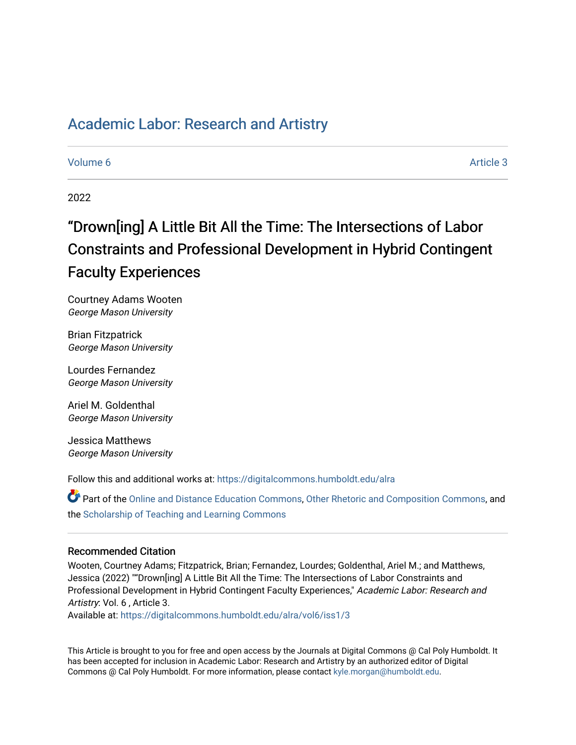# Academic Labor: Research and Artistry

Volume 6 Article 3

2022

## “Drown[ing] A Little Bit All the Time: The Intersections of Labor Constraints and Professional Development in Hybrid Contingent Faculty Experiences

Courtney Adams Wooten
*George Mason University*

Brian Fitzpatrick
*George Mason University*

Lourdes Fernandez
*George Mason University*

Ariel M. Goldenthal
*George Mason University*

Jessica Matthews
*George Mason University*

Follow this and additional works at: https://digitalcommons.humboldt.edu/alra

Part of the Online and Distance Education Commons, Other Rhetoric and Composition Commons, and the Scholarship of Teaching and Learning Commons

### Recommended Citation

Wooten, Courtney Adams; Fitzpatrick, Brian; Fernandez, Lourdes; Goldenthal, Ariel M.; and Matthews, Jessica (2022) "“Drown[ing] A Little Bit All the Time: The Intersections of Labor Constraints and Professional Development in Hybrid Contingent Faculty Experiences," *Academic Labor: Research and Artistry*: Vol. 6 , Article 3.
Available at: https://digitalcommons.humboldt.edu/alra/vol6/iss1/3

This Article is brought to you for free and open access by the Journals at Digital Commons @ Cal Poly Humboldt. It has been accepted for inclusion in Academic Labor: Research and Artistry by an authorized editor of Digital Commons @ Cal Poly Humboldt. For more information, please contact kyle.morgan@humboldt.edu.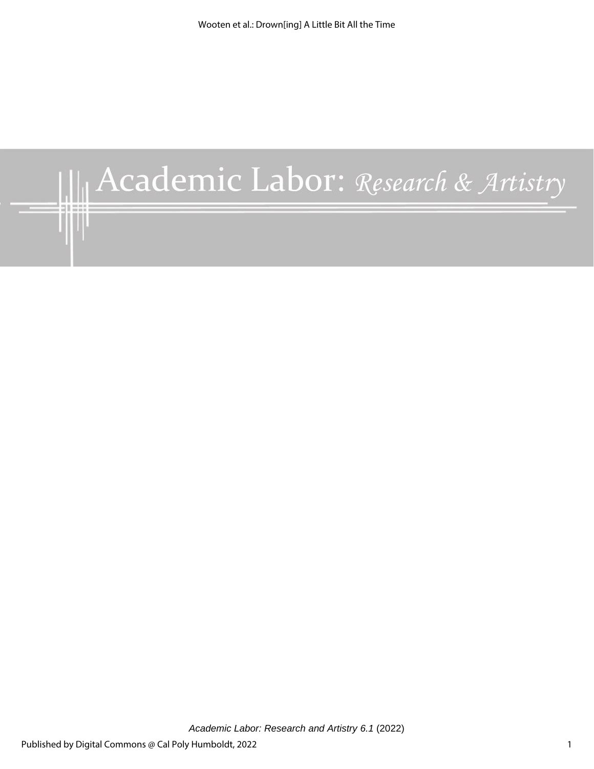Academic Labor: *Research & Artistry*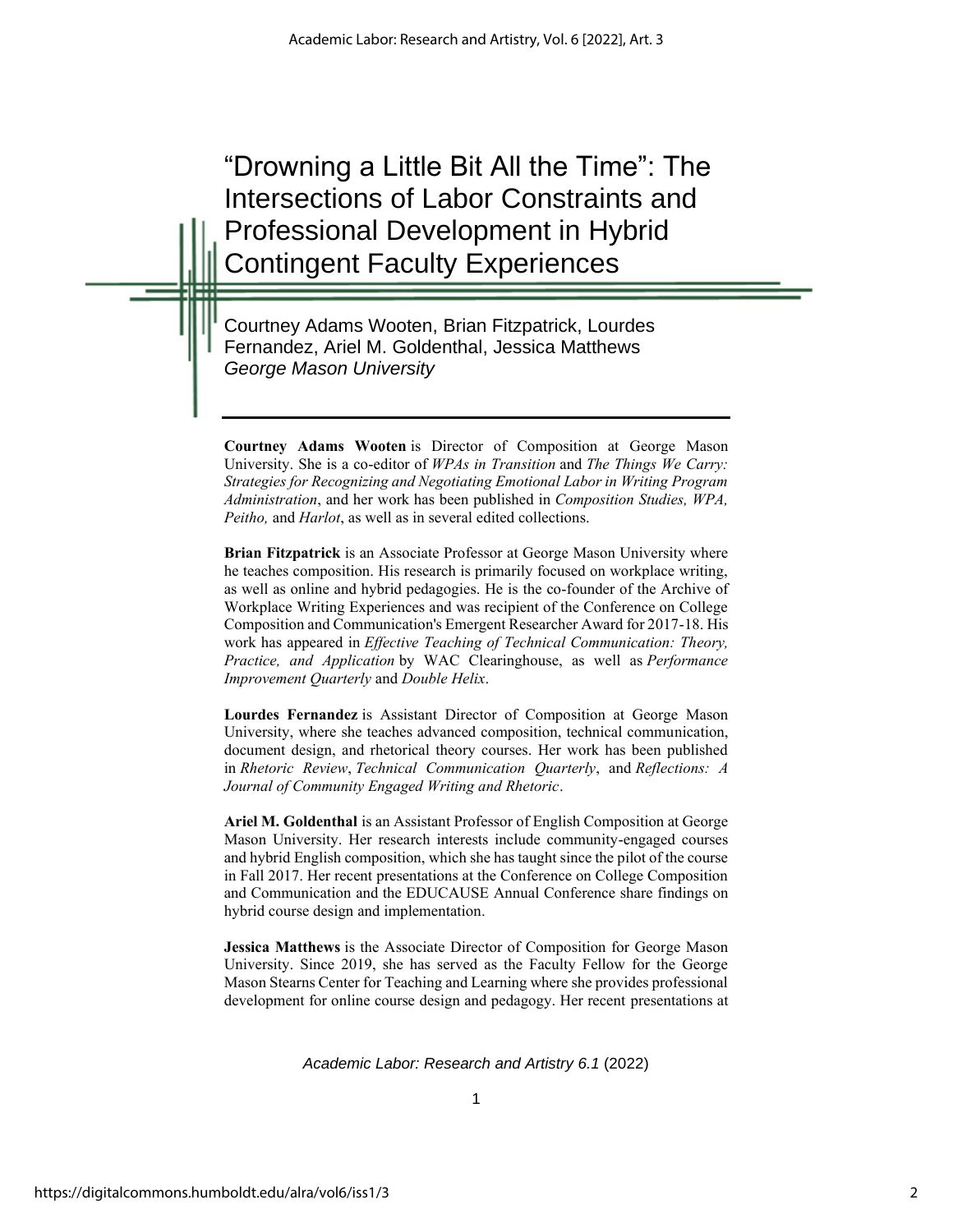# "Drowning a Little Bit All the Time": The Intersections of Labor Constraints and Professional Development in Hybrid Contingent Faculty Experiences

Courtney Adams Wooten, Brian Fitzpatrick, Lourdes Fernandez, Ariel M. Goldenthal, Jessica Matthews
*George Mason University*

---

**Courtney Adams Wooten** is Director of Composition at George Mason University. She is a co-editor of *WPAs in Transition* and *The Things We Carry: Strategies for Recognizing and Negotiating Emotional Labor in Writing Program Administration*, and her work has been published in *Composition Studies, WPA, Peitho,* and *Harlot*, as well as in several edited collections.

**Brian Fitzpatrick** is an Associate Professor at George Mason University where he teaches composition. His research is primarily focused on workplace writing, as well as online and hybrid pedagogies. He is the co-founder of the Archive of Workplace Writing Experiences and was recipient of the Conference on College Composition and Communication's Emergent Researcher Award for 2017-18. His work has appeared in *Effective Teaching of Technical Communication: Theory, Practice, and Application* by WAC Clearinghouse, as well as *Performance Improvement Quarterly* and *Double Helix*.

**Lourdes Fernandez** is Assistant Director of Composition at George Mason University, where she teaches advanced composition, technical communication, document design, and rhetorical theory courses. Her work has been published in *Rhetoric Review*, *Technical Communication Quarterly*, and *Reflections: A Journal of Community Engaged Writing and Rhetoric*.

**Ariel M. Goldenthal** is an Assistant Professor of English Composition at George Mason University. Her research interests include community-engaged courses and hybrid English composition, which she has taught since the pilot of the course in Fall 2017. Her recent presentations at the Conference on College Composition and Communication and the EDUCAUSE Annual Conference share findings on hybrid course design and implementation.

**Jessica Matthews** is the Associate Director of Composition for George Mason University. Since 2019, she has served as the Faculty Fellow for the George Mason Stearns Center for Teaching and Learning where she provides professional development for online course design and pedagogy. Her recent presentations at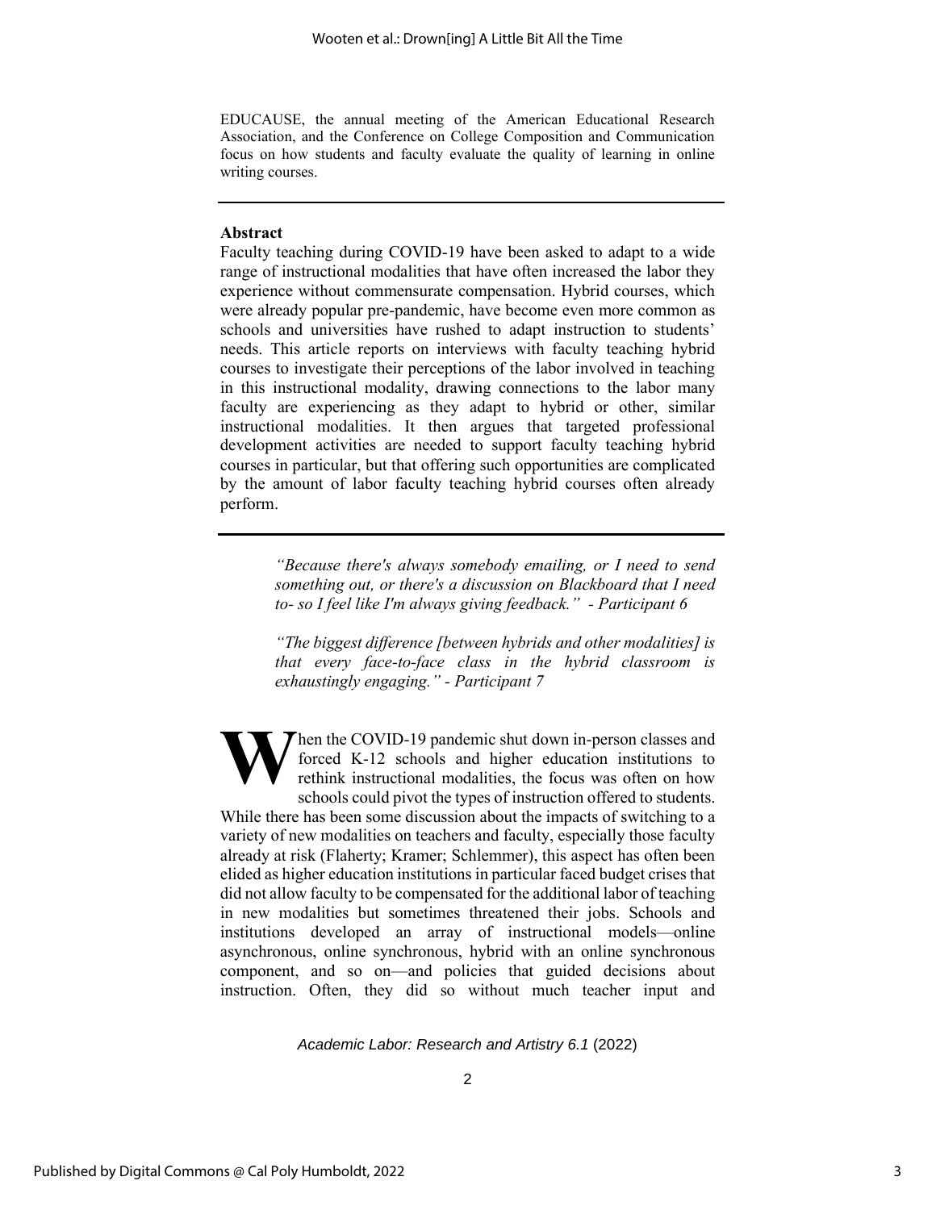EDUCAUSE, the annual meeting of the American Educational Research Association, and the Conference on College Composition and Communication focus on how students and faculty evaluate the quality of learning in online writing courses.

---

**Abstract**

Faculty teaching during COVID-19 have been asked to adapt to a wide range of instructional modalities that have often increased the labor they experience without commensurate compensation. Hybrid courses, which were already popular pre-pandemic, have become even more common as schools and universities have rushed to adapt instruction to students' needs. This article reports on interviews with faculty teaching hybrid courses to investigate their perceptions of the labor involved in teaching in this instructional modality, drawing connections to the labor many faculty are experiencing as they adapt to hybrid or other, similar instructional modalities. It then argues that targeted professional development activities are needed to support faculty teaching hybrid courses in particular, but that offering such opportunities are complicated by the amount of labor faculty teaching hybrid courses often already perform.

---

> *"Because there's always somebody emailing, or I need to send something out, or there's a discussion on Blackboard that I need to- so I feel like I'm always giving feedback." - Participant 6*
>
> *"The biggest difference [between hybrids and other modalities] is that every face-to-face class in the hybrid classroom is exhaustingly engaging." - Participant 7*

When the COVID-19 pandemic shut down in-person classes and forced K-12 schools and higher education institutions to rethink instructional modalities, the focus was often on how schools could pivot the types of instruction offered to students. While there has been some discussion about the impacts of switching to a variety of new modalities on teachers and faculty, especially those faculty already at risk (Flaherty; Kramer; Schlemmer), this aspect has often been elided as higher education institutions in particular faced budget crises that did not allow faculty to be compensated for the additional labor of teaching in new modalities but sometimes threatened their jobs. Schools and institutions developed an array of instructional models—online asynchronous, online synchronous, hybrid with an online synchronous component, and so on—and policies that guided decisions about instruction. Often, they did so without much teacher input and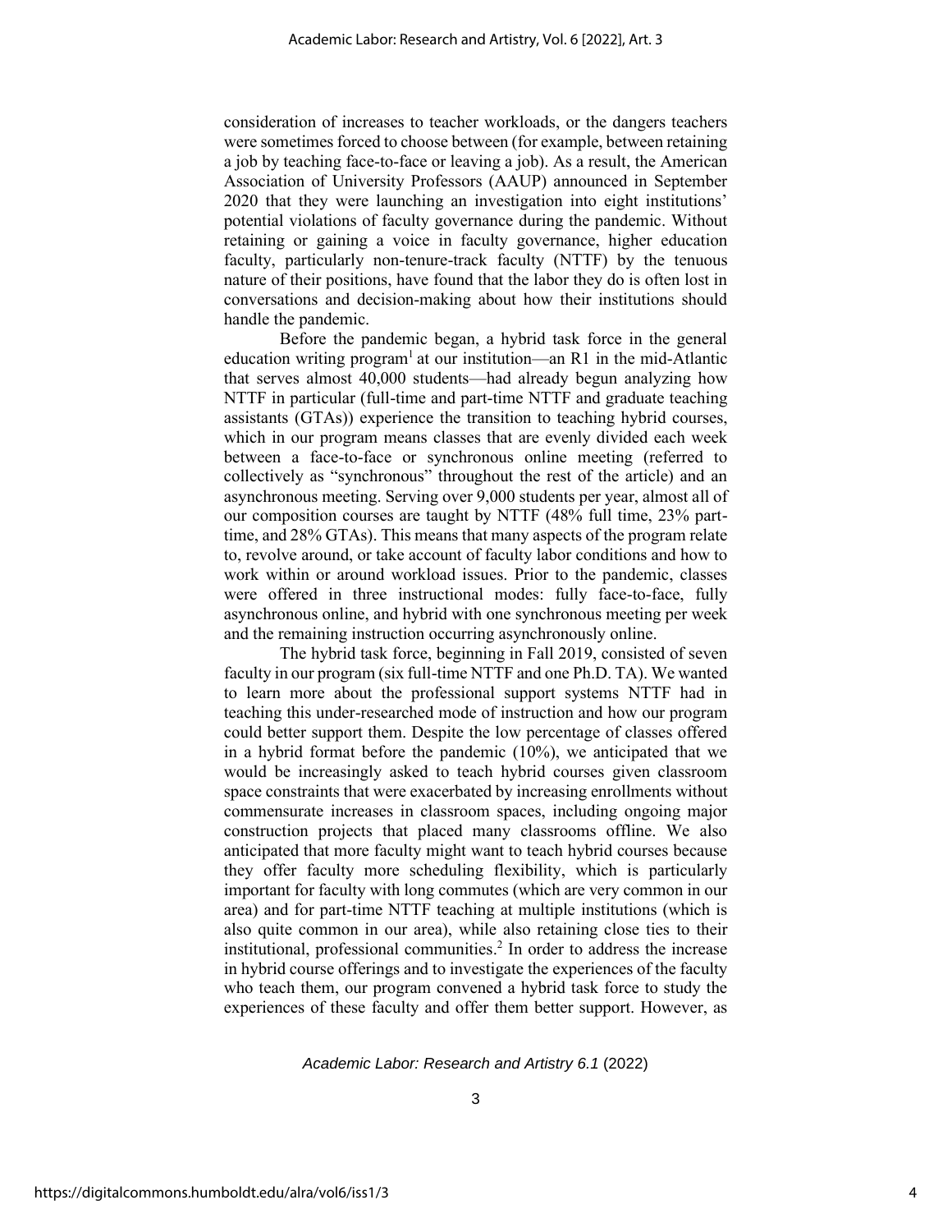consideration of increases to teacher workloads, or the dangers teachers were sometimes forced to choose between (for example, between retaining a job by teaching face-to-face or leaving a job). As a result, the American Association of University Professors (AAUP) announced in September 2020 that they were launching an investigation into eight institutions' potential violations of faculty governance during the pandemic. Without retaining or gaining a voice in faculty governance, higher education faculty, particularly non-tenure-track faculty (NTTF) by the tenuous nature of their positions, have found that the labor they do is often lost in conversations and decision-making about how their institutions should handle the pandemic.

Before the pandemic began, a hybrid task force in the general education writing program[1] at our institution—an R1 in the mid-Atlantic that serves almost 40,000 students—had already begun analyzing how NTTF in particular (full-time and part-time NTTF and graduate teaching assistants (GTAs)) experience the transition to teaching hybrid courses, which in our program means classes that are evenly divided each week between a face-to-face or synchronous online meeting (referred to collectively as "synchronous" throughout the rest of the article) and an asynchronous meeting. Serving over 9,000 students per year, almost all of our composition courses are taught by NTTF (48% full time, 23% part-time, and 28% GTAs). This means that many aspects of the program relate to, revolve around, or take account of faculty labor conditions and how to work within or around workload issues. Prior to the pandemic, classes were offered in three instructional modes: fully face-to-face, fully asynchronous online, and hybrid with one synchronous meeting per week and the remaining instruction occurring asynchronously online.

The hybrid task force, beginning in Fall 2019, consisted of seven faculty in our program (six full-time NTTF and one Ph.D. TA). We wanted to learn more about the professional support systems NTTF had in teaching this under-researched mode of instruction and how our program could better support them. Despite the low percentage of classes offered in a hybrid format before the pandemic (10%), we anticipated that we would be increasingly asked to teach hybrid courses given classroom space constraints that were exacerbated by increasing enrollments without commensurate increases in classroom spaces, including ongoing major construction projects that placed many classrooms offline. We also anticipated that more faculty might want to teach hybrid courses because they offer faculty more scheduling flexibility, which is particularly important for faculty with long commutes (which are very common in our area) and for part-time NTTF teaching at multiple institutions (which is also quite common in our area), while also retaining close ties to their institutional, professional communities.[2] In order to address the increase in hybrid course offerings and to investigate the experiences of the faculty who teach them, our program convened a hybrid task force to study the experiences of these faculty and offer them better support. However, as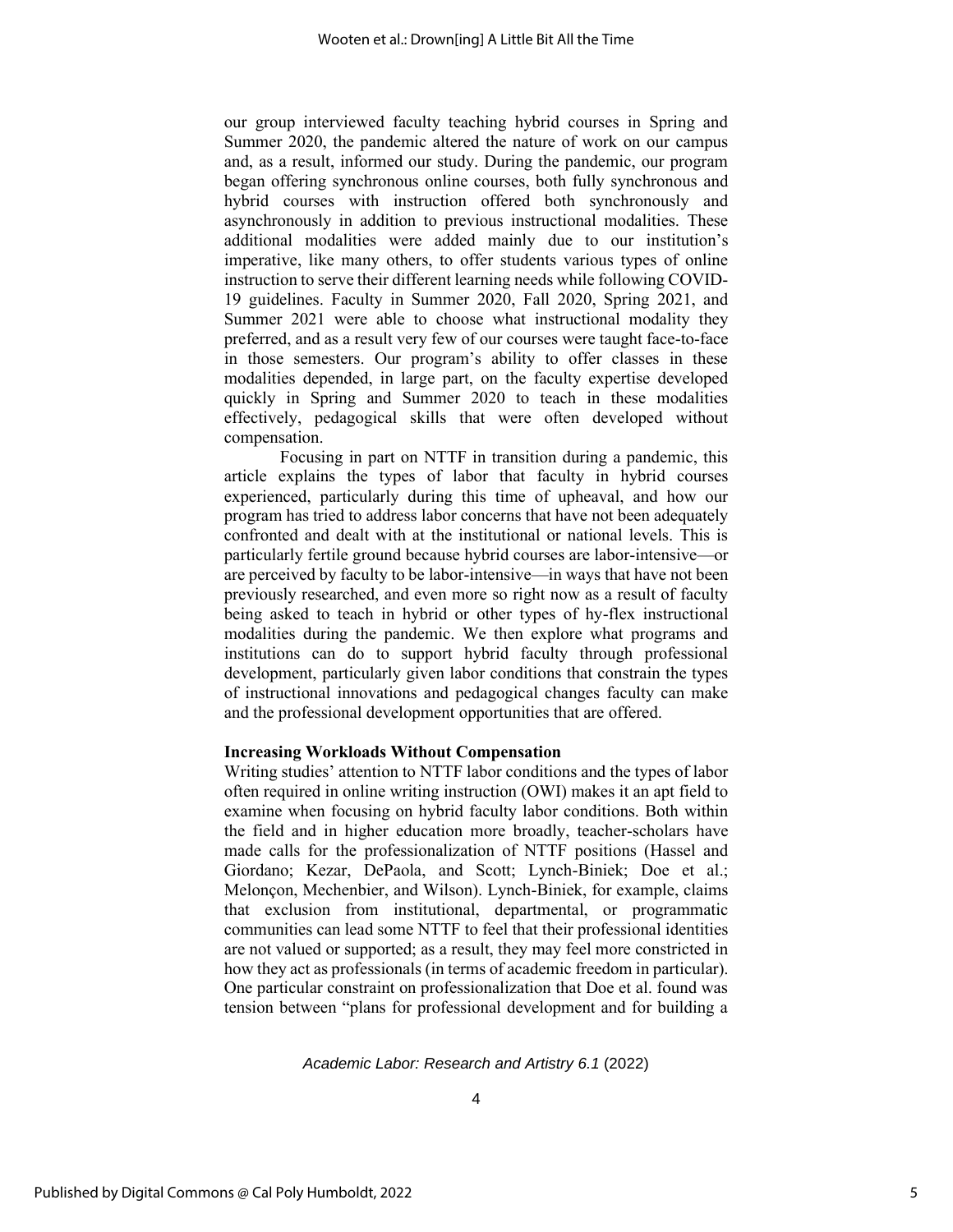our group interviewed faculty teaching hybrid courses in Spring and Summer 2020, the pandemic altered the nature of work on our campus and, as a result, informed our study. During the pandemic, our program began offering synchronous online courses, both fully synchronous and hybrid courses with instruction offered both synchronously and asynchronously in addition to previous instructional modalities. These additional modalities were added mainly due to our institution's imperative, like many others, to offer students various types of online instruction to serve their different learning needs while following COVID-19 guidelines. Faculty in Summer 2020, Fall 2020, Spring 2021, and Summer 2021 were able to choose what instructional modality they preferred, and as a result very few of our courses were taught face-to-face in those semesters. Our program's ability to offer classes in these modalities depended, in large part, on the faculty expertise developed quickly in Spring and Summer 2020 to teach in these modalities effectively, pedagogical skills that were often developed without compensation.

Focusing in part on NTTF in transition during a pandemic, this article explains the types of labor that faculty in hybrid courses experienced, particularly during this time of upheaval, and how our program has tried to address labor concerns that have not been adequately confronted and dealt with at the institutional or national levels. This is particularly fertile ground because hybrid courses are labor-intensive—or are perceived by faculty to be labor-intensive—in ways that have not been previously researched, and even more so right now as a result of faculty being asked to teach in hybrid or other types of hy-flex instructional modalities during the pandemic. We then explore what programs and institutions can do to support hybrid faculty through professional development, particularly given labor conditions that constrain the types of instructional innovations and pedagogical changes faculty can make and the professional development opportunities that are offered.

## Increasing Workloads Without Compensation

Writing studies' attention to NTTF labor conditions and the types of labor often required in online writing instruction (OWI) makes it an apt field to examine when focusing on hybrid faculty labor conditions. Both within the field and in higher education more broadly, teacher-scholars have made calls for the professionalization of NTTF positions (Hassel and Giordano; Kezar, DePaola, and Scott; Lynch-Biniek; Doe et al.; Melonçon, Mechenbier, and Wilson). Lynch-Biniek, for example, claims that exclusion from institutional, departmental, or programmatic communities can lead some NTTF to feel that their professional identities are not valued or supported; as a result, they may feel more constricted in how they act as professionals (in terms of academic freedom in particular). One particular constraint on professionalization that Doe et al. found was tension between "plans for professional development and for building a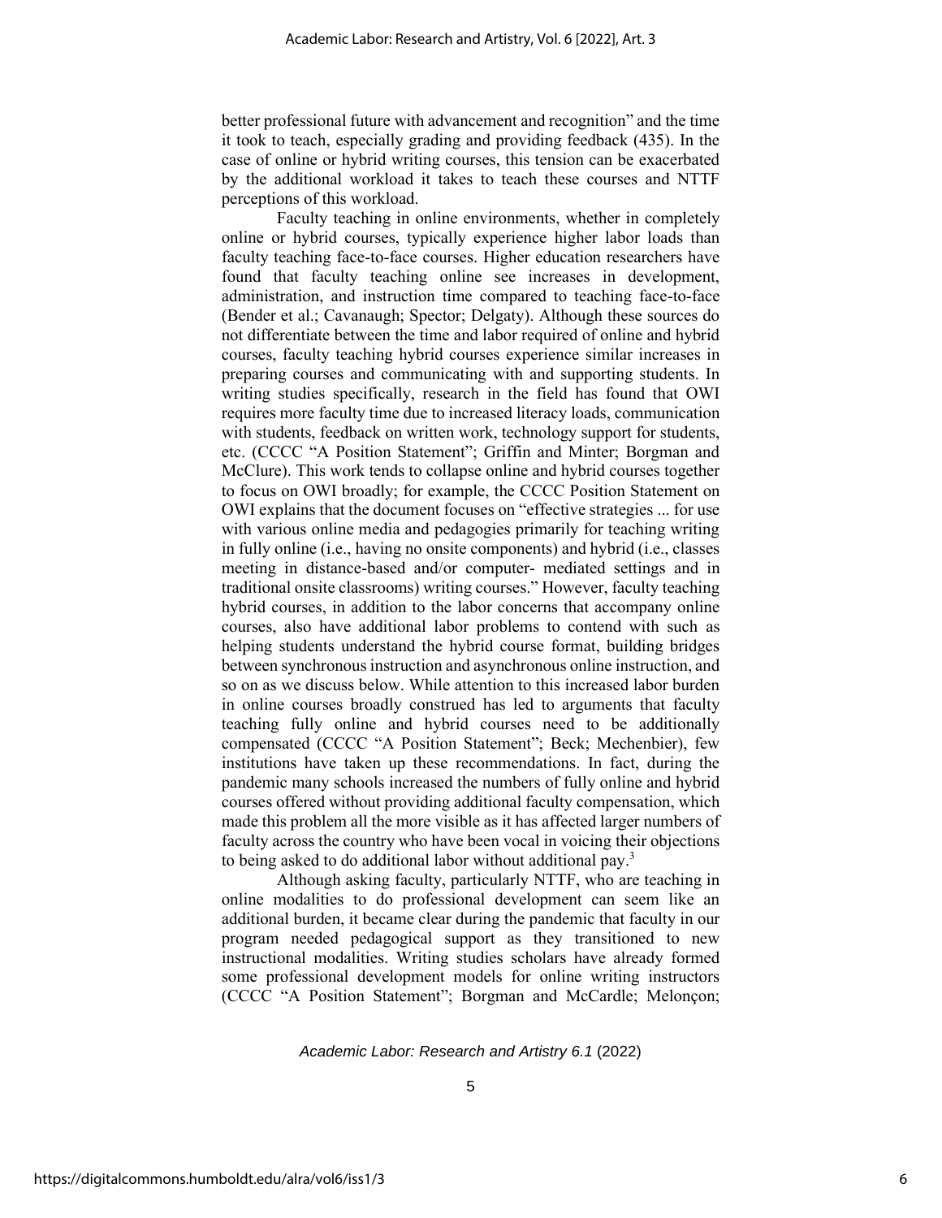better professional future with advancement and recognition" and the time it took to teach, especially grading and providing feedback (435). In the case of online or hybrid writing courses, this tension can be exacerbated by the additional workload it takes to teach these courses and NTTF perceptions of this workload.

Faculty teaching in online environments, whether in completely online or hybrid courses, typically experience higher labor loads than faculty teaching face-to-face courses. Higher education researchers have found that faculty teaching online see increases in development, administration, and instruction time compared to teaching face-to-face (Bender et al.; Cavanaugh; Spector; Delgaty). Although these sources do not differentiate between the time and labor required of online and hybrid courses, faculty teaching hybrid courses experience similar increases in preparing courses and communicating with and supporting students. In writing studies specifically, research in the field has found that OWI requires more faculty time due to increased literacy loads, communication with students, feedback on written work, technology support for students, etc. (CCCC "A Position Statement"; Griffin and Minter; Borgman and McClure). This work tends to collapse online and hybrid courses together to focus on OWI broadly; for example, the CCCC Position Statement on OWI explains that the document focuses on "effective strategies ... for use with various online media and pedagogies primarily for teaching writing in fully online (i.e., having no onsite components) and hybrid (i.e., classes meeting in distance-based and/or computer- mediated settings and in traditional onsite classrooms) writing courses." However, faculty teaching hybrid courses, in addition to the labor concerns that accompany online courses, also have additional labor problems to contend with such as helping students understand the hybrid course format, building bridges between synchronous instruction and asynchronous online instruction, and so on as we discuss below. While attention to this increased labor burden in online courses broadly construed has led to arguments that faculty teaching fully online and hybrid courses need to be additionally compensated (CCCC "A Position Statement"; Beck; Mechenbier), few institutions have taken up these recommendations. In fact, during the pandemic many schools increased the numbers of fully online and hybrid courses offered without providing additional faculty compensation, which made this problem all the more visible as it has affected larger numbers of faculty across the country who have been vocal in voicing their objections to being asked to do additional labor without additional pay.[3]

Although asking faculty, particularly NTTF, who are teaching in online modalities to do professional development can seem like an additional burden, it became clear during the pandemic that faculty in our program needed pedagogical support as they transitioned to new instructional modalities. Writing studies scholars have already formed some professional development models for online writing instructors (CCCC "A Position Statement"; Borgman and McCardle; Melonçon;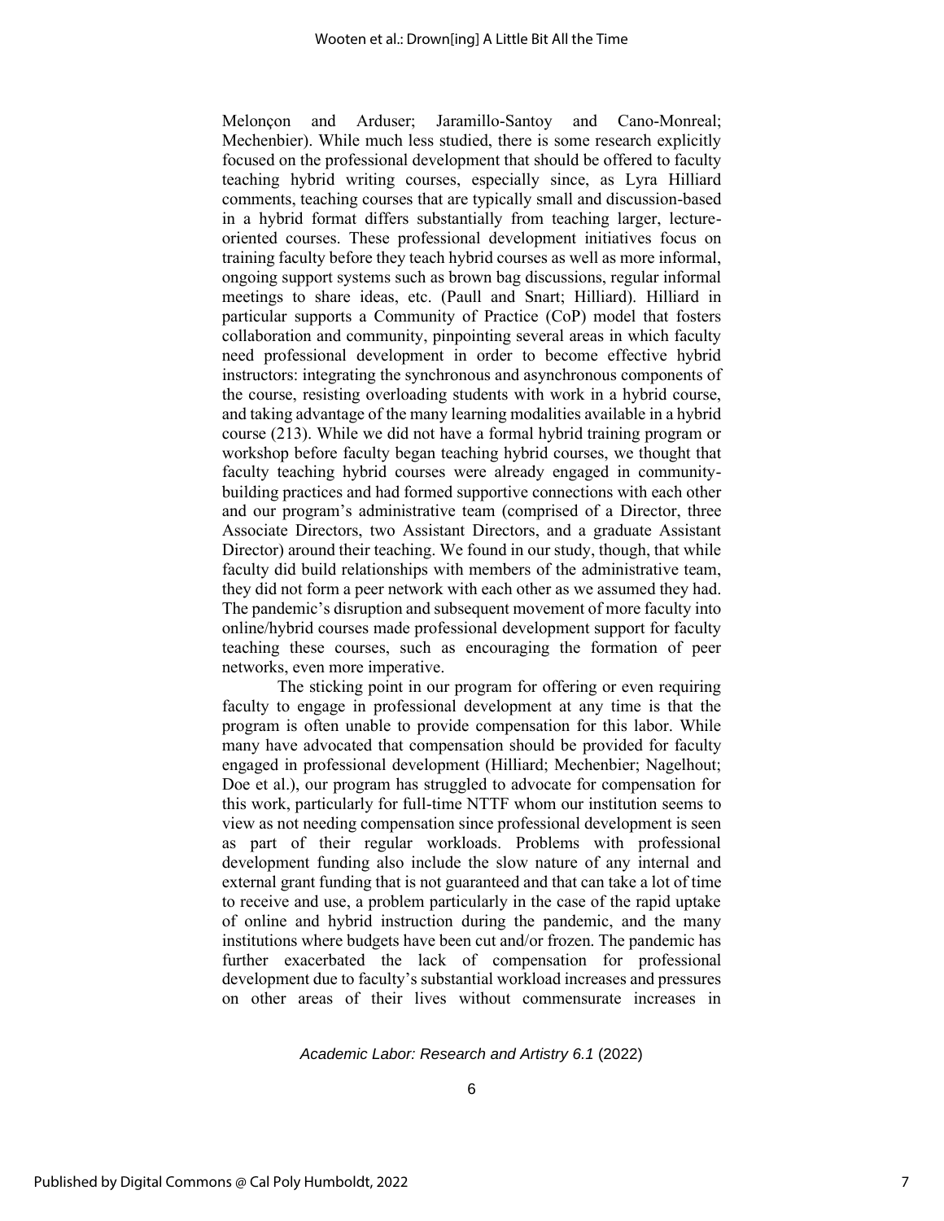Melonçon and Arduser; Jaramillo-Santoy and Cano-Monreal; Mechenbier). While much less studied, there is some research explicitly focused on the professional development that should be offered to faculty teaching hybrid writing courses, especially since, as Lyra Hilliard comments, teaching courses that are typically small and discussion-based in a hybrid format differs substantially from teaching larger, lecture-oriented courses. These professional development initiatives focus on training faculty before they teach hybrid courses as well as more informal, ongoing support systems such as brown bag discussions, regular informal meetings to share ideas, etc. (Paull and Snart; Hilliard). Hilliard in particular supports a Community of Practice (CoP) model that fosters collaboration and community, pinpointing several areas in which faculty need professional development in order to become effective hybrid instructors: integrating the synchronous and asynchronous components of the course, resisting overloading students with work in a hybrid course, and taking advantage of the many learning modalities available in a hybrid course (213). While we did not have a formal hybrid training program or workshop before faculty began teaching hybrid courses, we thought that faculty teaching hybrid courses were already engaged in community-building practices and had formed supportive connections with each other and our program's administrative team (comprised of a Director, three Associate Directors, two Assistant Directors, and a graduate Assistant Director) around their teaching. We found in our study, though, that while faculty did build relationships with members of the administrative team, they did not form a peer network with each other as we assumed they had. The pandemic's disruption and subsequent movement of more faculty into online/hybrid courses made professional development support for faculty teaching these courses, such as encouraging the formation of peer networks, even more imperative.

The sticking point in our program for offering or even requiring faculty to engage in professional development at any time is that the program is often unable to provide compensation for this labor. While many have advocated that compensation should be provided for faculty engaged in professional development (Hilliard; Mechenbier; Nagelhout; Doe et al.), our program has struggled to advocate for compensation for this work, particularly for full-time NTTF whom our institution seems to view as not needing compensation since professional development is seen as part of their regular workloads. Problems with professional development funding also include the slow nature of any internal and external grant funding that is not guaranteed and that can take a lot of time to receive and use, a problem particularly in the case of the rapid uptake of online and hybrid instruction during the pandemic, and the many institutions where budgets have been cut and/or frozen. The pandemic has further exacerbated the lack of compensation for professional development due to faculty's substantial workload increases and pressures on other areas of their lives without commensurate increases in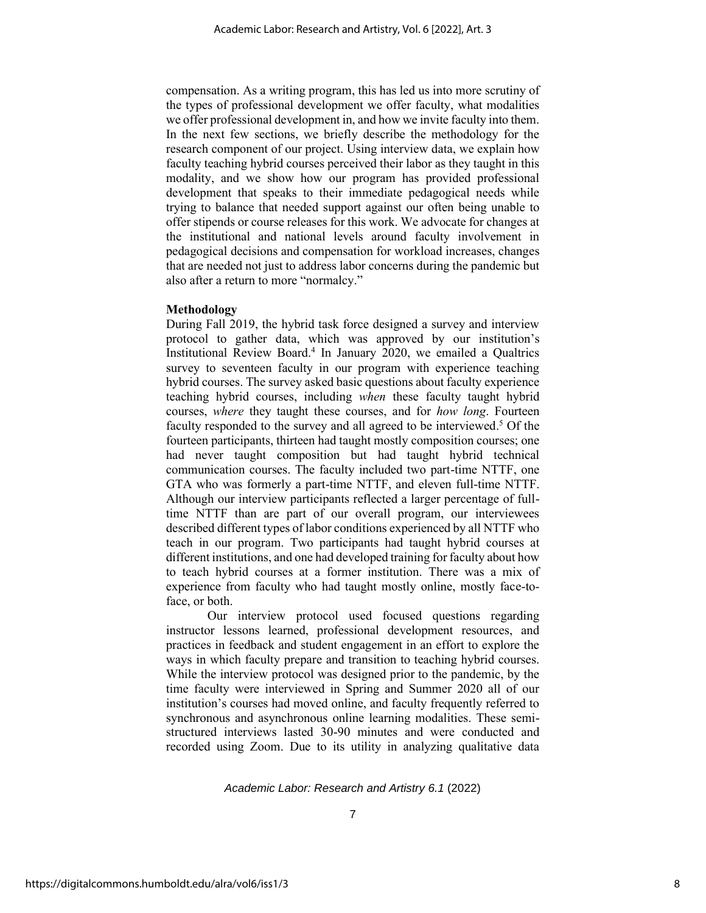compensation. As a writing program, this has led us into more scrutiny of the types of professional development we offer faculty, what modalities we offer professional development in, and how we invite faculty into them. In the next few sections, we briefly describe the methodology for the research component of our project. Using interview data, we explain how faculty teaching hybrid courses perceived their labor as they taught in this modality, and we show how our program has provided professional development that speaks to their immediate pedagogical needs while trying to balance that needed support against our often being unable to offer stipends or course releases for this work. We advocate for changes at the institutional and national levels around faculty involvement in pedagogical decisions and compensation for workload increases, changes that are needed not just to address labor concerns during the pandemic but also after a return to more "normalcy."

**Methodology**

During Fall 2019, the hybrid task force designed a survey and interview protocol to gather data, which was approved by our institution's Institutional Review Board.[4] In January 2020, we emailed a Qualtrics survey to seventeen faculty in our program with experience teaching hybrid courses. The survey asked basic questions about faculty experience teaching hybrid courses, including *when* these faculty taught hybrid courses, *where* they taught these courses, and for *how long*. Fourteen faculty responded to the survey and all agreed to be interviewed.[5] Of the fourteen participants, thirteen had taught mostly composition courses; one had never taught composition but had taught hybrid technical communication courses. The faculty included two part-time NTTF, one GTA who was formerly a part-time NTTF, and eleven full-time NTTF. Although our interview participants reflected a larger percentage of full-time NTTF than are part of our overall program, our interviewees described different types of labor conditions experienced by all NTTF who teach in our program. Two participants had taught hybrid courses at different institutions, and one had developed training for faculty about how to teach hybrid courses at a former institution. There was a mix of experience from faculty who had taught mostly online, mostly face-to-face, or both.

Our interview protocol used focused questions regarding instructor lessons learned, professional development resources, and practices in feedback and student engagement in an effort to explore the ways in which faculty prepare and transition to teaching hybrid courses. While the interview protocol was designed prior to the pandemic, by the time faculty were interviewed in Spring and Summer 2020 all of our institution's courses had moved online, and faculty frequently referred to synchronous and asynchronous online learning modalities. These semi-structured interviews lasted 30-90 minutes and were conducted and recorded using Zoom. Due to its utility in analyzing qualitative data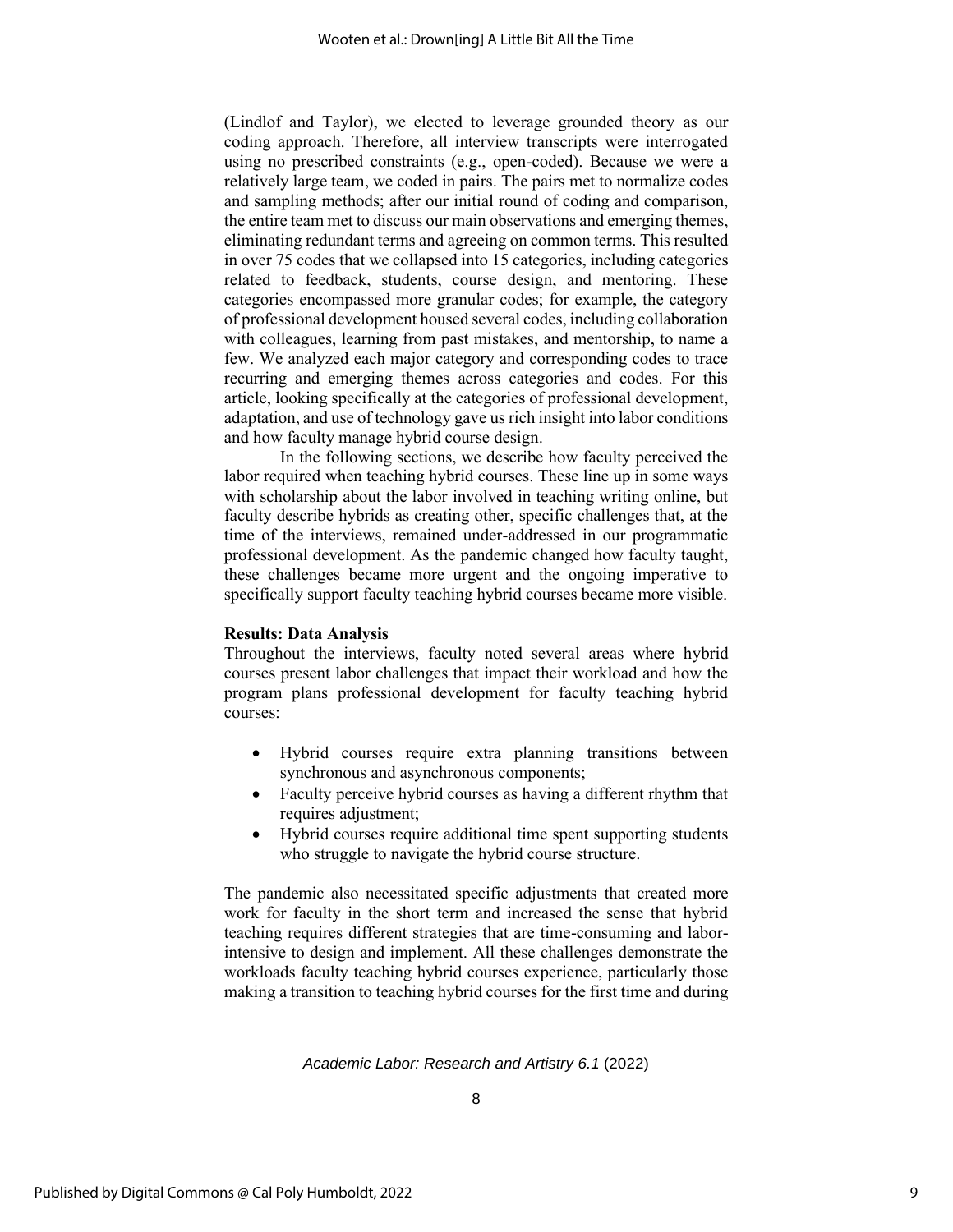(Lindlof and Taylor), we elected to leverage grounded theory as our coding approach. Therefore, all interview transcripts were interrogated using no prescribed constraints (e.g., open-coded). Because we were a relatively large team, we coded in pairs. The pairs met to normalize codes and sampling methods; after our initial round of coding and comparison, the entire team met to discuss our main observations and emerging themes, eliminating redundant terms and agreeing on common terms. This resulted in over 75 codes that we collapsed into 15 categories, including categories related to feedback, students, course design, and mentoring. These categories encompassed more granular codes; for example, the category of professional development housed several codes, including collaboration with colleagues, learning from past mistakes, and mentorship, to name a few. We analyzed each major category and corresponding codes to trace recurring and emerging themes across categories and codes. For this article, looking specifically at the categories of professional development, adaptation, and use of technology gave us rich insight into labor conditions and how faculty manage hybrid course design.

In the following sections, we describe how faculty perceived the labor required when teaching hybrid courses. These line up in some ways with scholarship about the labor involved in teaching writing online, but faculty describe hybrids as creating other, specific challenges that, at the time of the interviews, remained under-addressed in our programmatic professional development. As the pandemic changed how faculty taught, these challenges became more urgent and the ongoing imperative to specifically support faculty teaching hybrid courses became more visible.

**Results: Data Analysis**

Throughout the interviews, faculty noted several areas where hybrid courses present labor challenges that impact their workload and how the program plans professional development for faculty teaching hybrid courses:

- Hybrid courses require extra planning transitions between synchronous and asynchronous components;
- Faculty perceive hybrid courses as having a different rhythm that requires adjustment;
- Hybrid courses require additional time spent supporting students who struggle to navigate the hybrid course structure.

The pandemic also necessitated specific adjustments that created more work for faculty in the short term and increased the sense that hybrid teaching requires different strategies that are time-consuming and labor-intensive to design and implement. All these challenges demonstrate the workloads faculty teaching hybrid courses experience, particularly those making a transition to teaching hybrid courses for the first time and during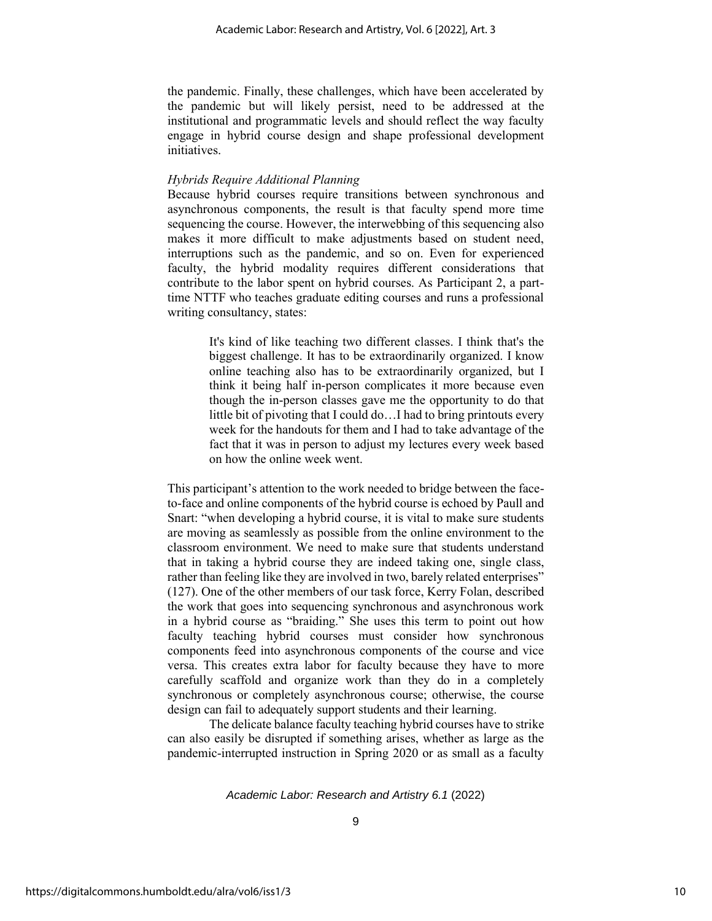the pandemic. Finally, these challenges, which have been accelerated by the pandemic but will likely persist, need to be addressed at the institutional and programmatic levels and should reflect the way faculty engage in hybrid course design and shape professional development initiatives.

*Hybrids Require Additional Planning*

Because hybrid courses require transitions between synchronous and asynchronous components, the result is that faculty spend more time sequencing the course. However, the interwebbing of this sequencing also makes it more difficult to make adjustments based on student need, interruptions such as the pandemic, and so on. Even for experienced faculty, the hybrid modality requires different considerations that contribute to the labor spent on hybrid courses. As Participant 2, a part-time NTTF who teaches graduate editing courses and runs a professional writing consultancy, states:

> It's kind of like teaching two different classes. I think that's the biggest challenge. It has to be extraordinarily organized. I know online teaching also has to be extraordinarily organized, but I think it being half in-person complicates it more because even though the in-person classes gave me the opportunity to do that little bit of pivoting that I could do…I had to bring printouts every week for the handouts for them and I had to take advantage of the fact that it was in person to adjust my lectures every week based on how the online week went.

This participant's attention to the work needed to bridge between the face-to-face and online components of the hybrid course is echoed by Paull and Snart: "when developing a hybrid course, it is vital to make sure students are moving as seamlessly as possible from the online environment to the classroom environment. We need to make sure that students understand that in taking a hybrid course they are indeed taking one, single class, rather than feeling like they are involved in two, barely related enterprises" (127). One of the other members of our task force, Kerry Folan, described the work that goes into sequencing synchronous and asynchronous work in a hybrid course as "braiding." She uses this term to point out how faculty teaching hybrid courses must consider how synchronous components feed into asynchronous components of the course and vice versa. This creates extra labor for faculty because they have to more carefully scaffold and organize work than they do in a completely synchronous or completely asynchronous course; otherwise, the course design can fail to adequately support students and their learning.

The delicate balance faculty teaching hybrid courses have to strike can also easily be disrupted if something arises, whether as large as the pandemic-interrupted instruction in Spring 2020 or as small as a faculty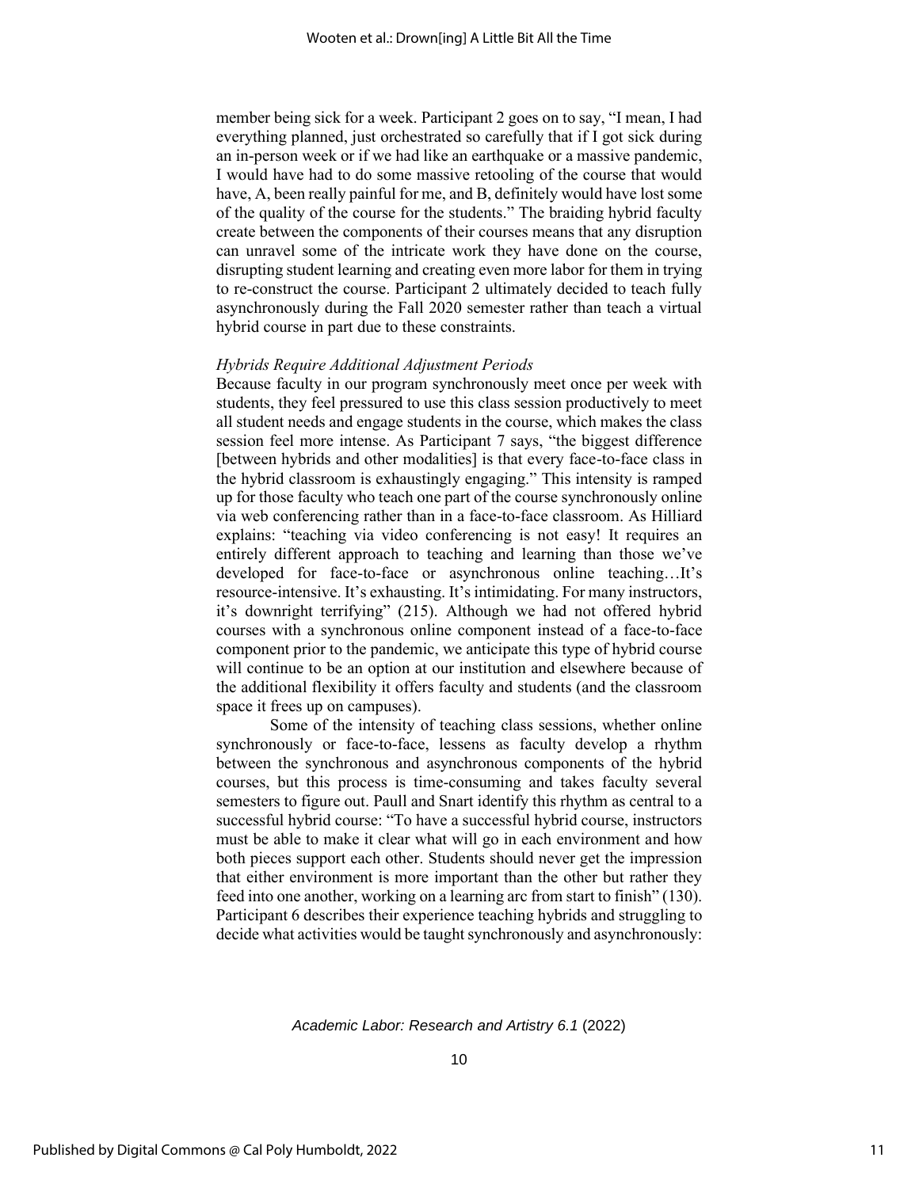member being sick for a week. Participant 2 goes on to say, "I mean, I had everything planned, just orchestrated so carefully that if I got sick during an in-person week or if we had like an earthquake or a massive pandemic, I would have had to do some massive retooling of the course that would have, A, been really painful for me, and B, definitely would have lost some of the quality of the course for the students." The braiding hybrid faculty create between the components of their courses means that any disruption can unravel some of the intricate work they have done on the course, disrupting student learning and creating even more labor for them in trying to re-construct the course. Participant 2 ultimately decided to teach fully asynchronously during the Fall 2020 semester rather than teach a virtual hybrid course in part due to these constraints.

### *Hybrids Require Additional Adjustment Periods*

Because faculty in our program synchronously meet once per week with students, they feel pressured to use this class session productively to meet all student needs and engage students in the course, which makes the class session feel more intense. As Participant 7 says, "the biggest difference [between hybrids and other modalities] is that every face-to-face class in the hybrid classroom is exhaustingly engaging." This intensity is ramped up for those faculty who teach one part of the course synchronously online via web conferencing rather than in a face-to-face classroom. As Hilliard explains: "teaching via video conferencing is not easy! It requires an entirely different approach to teaching and learning than those we've developed for face-to-face or asynchronous online teaching…It's resource-intensive. It's exhausting. It's intimidating. For many instructors, it's downright terrifying" (215). Although we had not offered hybrid courses with a synchronous online component instead of a face-to-face component prior to the pandemic, we anticipate this type of hybrid course will continue to be an option at our institution and elsewhere because of the additional flexibility it offers faculty and students (and the classroom space it frees up on campuses).

Some of the intensity of teaching class sessions, whether online synchronously or face-to-face, lessens as faculty develop a rhythm between the synchronous and asynchronous components of the hybrid courses, but this process is time-consuming and takes faculty several semesters to figure out. Paull and Snart identify this rhythm as central to a successful hybrid course: "To have a successful hybrid course, instructors must be able to make it clear what will go in each environment and how both pieces support each other. Students should never get the impression that either environment is more important than the other but rather they feed into one another, working on a learning arc from start to finish" (130). Participant 6 describes their experience teaching hybrids and struggling to decide what activities would be taught synchronously and asynchronously: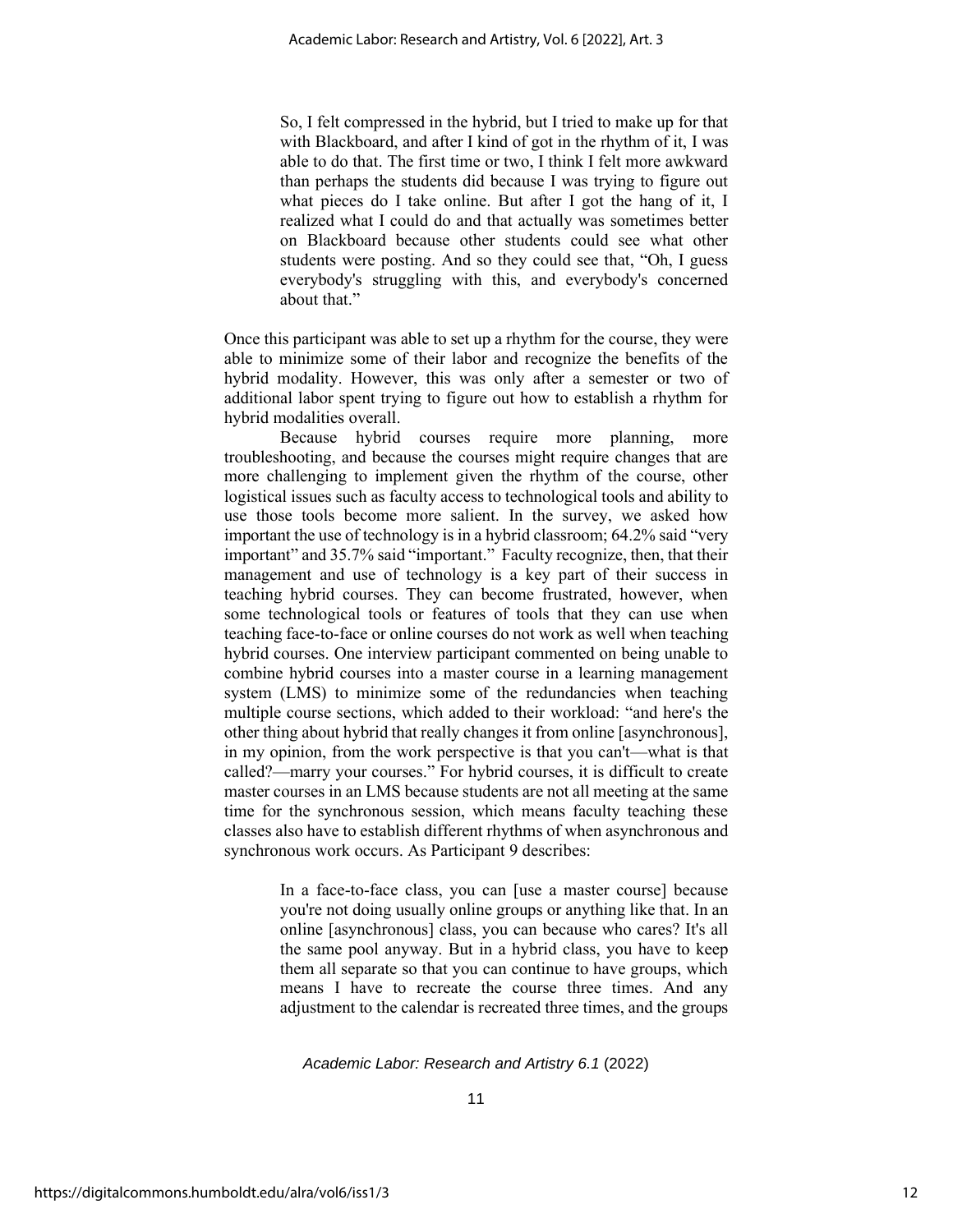> So, I felt compressed in the hybrid, but I tried to make up for that with Blackboard, and after I kind of got in the rhythm of it, I was able to do that. The first time or two, I think I felt more awkward than perhaps the students did because I was trying to figure out what pieces do I take online. But after I got the hang of it, I realized what I could do and that actually was sometimes better on Blackboard because other students could see what other students were posting. And so they could see that, "Oh, I guess everybody's struggling with this, and everybody's concerned about that."

Once this participant was able to set up a rhythm for the course, they were able to minimize some of their labor and recognize the benefits of the hybrid modality. However, this was only after a semester or two of additional labor spent trying to figure out how to establish a rhythm for hybrid modalities overall.

Because hybrid courses require more planning, more troubleshooting, and because the courses might require changes that are more challenging to implement given the rhythm of the course, other logistical issues such as faculty access to technological tools and ability to use those tools become more salient. In the survey, we asked how important the use of technology is in a hybrid classroom; 64.2% said "very important" and 35.7% said "important." Faculty recognize, then, that their management and use of technology is a key part of their success in teaching hybrid courses. They can become frustrated, however, when some technological tools or features of tools that they can use when teaching face-to-face or online courses do not work as well when teaching hybrid courses. One interview participant commented on being unable to combine hybrid courses into a master course in a learning management system (LMS) to minimize some of the redundancies when teaching multiple course sections, which added to their workload: "and here's the other thing about hybrid that really changes it from online [asynchronous], in my opinion, from the work perspective is that you can't—what is that called?—marry your courses." For hybrid courses, it is difficult to create master courses in an LMS because students are not all meeting at the same time for the synchronous session, which means faculty teaching these classes also have to establish different rhythms of when asynchronous and synchronous work occurs. As Participant 9 describes:

> In a face-to-face class, you can [use a master course] because you're not doing usually online groups or anything like that. In an online [asynchronous] class, you can because who cares? It's all the same pool anyway. But in a hybrid class, you have to keep them all separate so that you can continue to have groups, which means I have to recreate the course three times. And any adjustment to the calendar is recreated three times, and the groups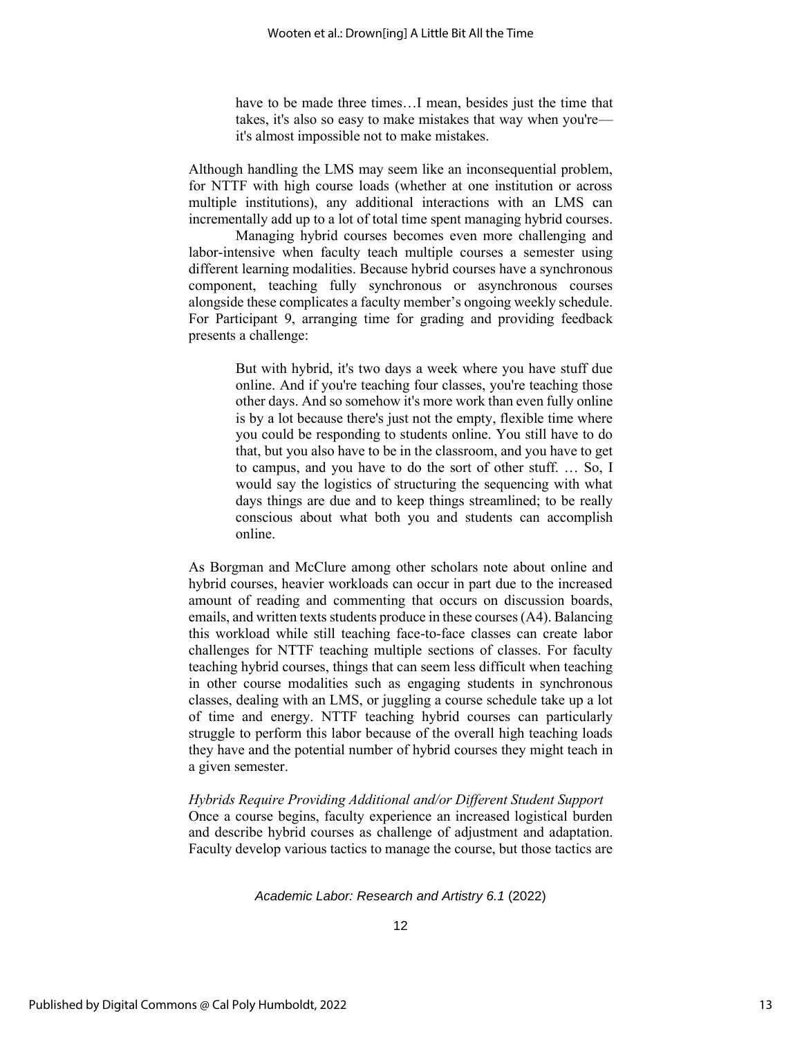> have to be made three times…I mean, besides just the time that takes, it's also so easy to make mistakes that way when you're—it's almost impossible not to make mistakes.

Although handling the LMS may seem like an inconsequential problem, for NTTF with high course loads (whether at one institution or across multiple institutions), any additional interactions with an LMS can incrementally add up to a lot of total time spent managing hybrid courses.

Managing hybrid courses becomes even more challenging and labor-intensive when faculty teach multiple courses a semester using different learning modalities. Because hybrid courses have a synchronous component, teaching fully synchronous or asynchronous courses alongside these complicates a faculty member's ongoing weekly schedule. For Participant 9, arranging time for grading and providing feedback presents a challenge:

> But with hybrid, it's two days a week where you have stuff due online. And if you're teaching four classes, you're teaching those other days. And so somehow it's more work than even fully online is by a lot because there's just not the empty, flexible time where you could be responding to students online. You still have to do that, but you also have to be in the classroom, and you have to get to campus, and you have to do the sort of other stuff. … So, I would say the logistics of structuring the sequencing with what days things are due and to keep things streamlined; to be really conscious about what both you and students can accomplish online.

As Borgman and McClure among other scholars note about online and hybrid courses, heavier workloads can occur in part due to the increased amount of reading and commenting that occurs on discussion boards, emails, and written texts students produce in these courses (A4). Balancing this workload while still teaching face-to-face classes can create labor challenges for NTTF teaching multiple sections of classes. For faculty teaching hybrid courses, things that can seem less difficult when teaching in other course modalities such as engaging students in synchronous classes, dealing with an LMS, or juggling a course schedule take up a lot of time and energy. NTTF teaching hybrid courses can particularly struggle to perform this labor because of the overall high teaching loads they have and the potential number of hybrid courses they might teach in a given semester.

*Hybrids Require Providing Additional and/or Different Student Support*

Once a course begins, faculty experience an increased logistical burden and describe hybrid courses as challenge of adjustment and adaptation. Faculty develop various tactics to manage the course, but those tactics are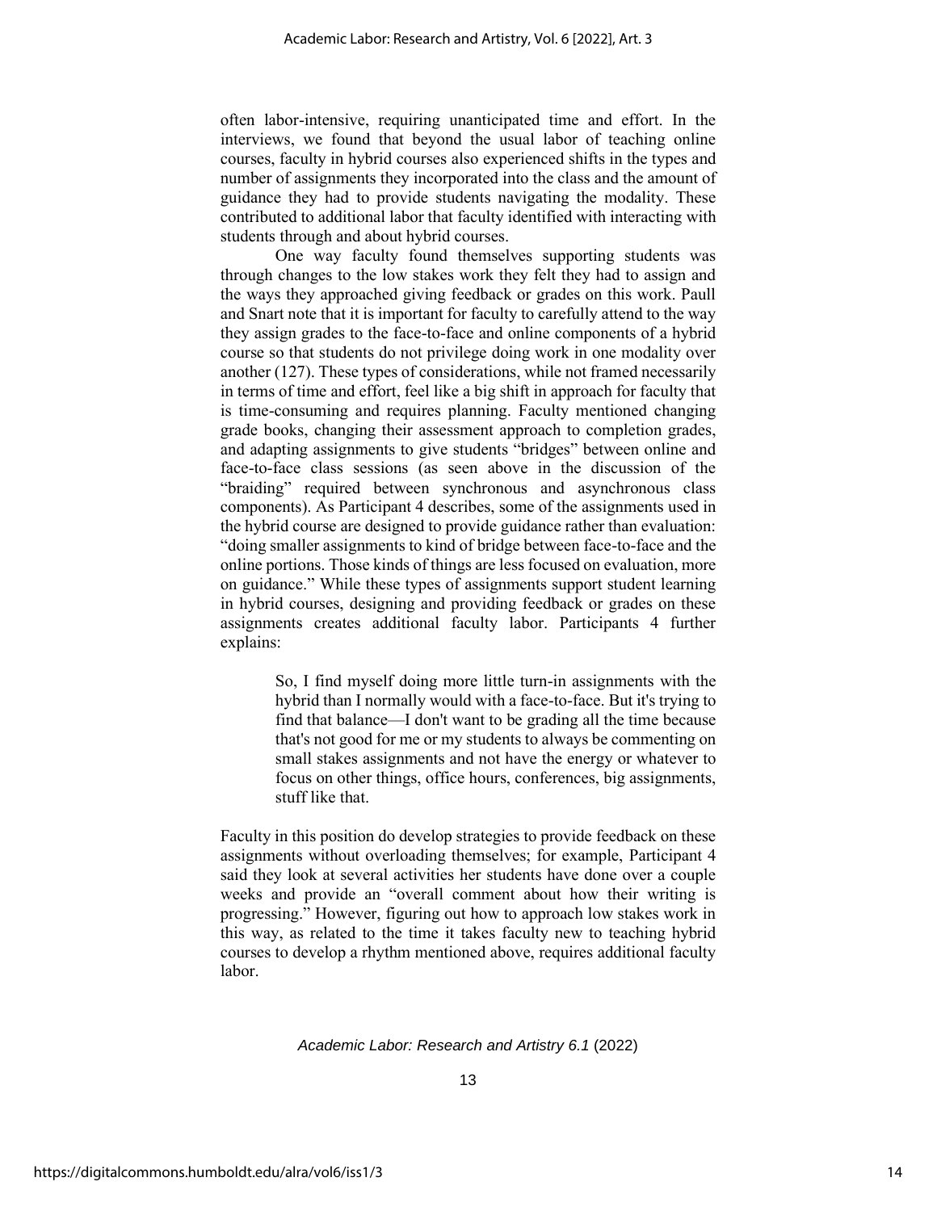often labor-intensive, requiring unanticipated time and effort. In the interviews, we found that beyond the usual labor of teaching online courses, faculty in hybrid courses also experienced shifts in the types and number of assignments they incorporated into the class and the amount of guidance they had to provide students navigating the modality. These contributed to additional labor that faculty identified with interacting with students through and about hybrid courses.

One way faculty found themselves supporting students was through changes to the low stakes work they felt they had to assign and the ways they approached giving feedback or grades on this work. Paull and Snart note that it is important for faculty to carefully attend to the way they assign grades to the face-to-face and online components of a hybrid course so that students do not privilege doing work in one modality over another (127). These types of considerations, while not framed necessarily in terms of time and effort, feel like a big shift in approach for faculty that is time-consuming and requires planning. Faculty mentioned changing grade books, changing their assessment approach to completion grades, and adapting assignments to give students "bridges" between online and face-to-face class sessions (as seen above in the discussion of the "braiding" required between synchronous and asynchronous class components). As Participant 4 describes, some of the assignments used in the hybrid course are designed to provide guidance rather than evaluation: "doing smaller assignments to kind of bridge between face-to-face and the online portions. Those kinds of things are less focused on evaluation, more on guidance." While these types of assignments support student learning in hybrid courses, designing and providing feedback or grades on these assignments creates additional faculty labor. Participants 4 further explains:

> So, I find myself doing more little turn-in assignments with the hybrid than I normally would with a face-to-face. But it's trying to find that balance—I don't want to be grading all the time because that's not good for me or my students to always be commenting on small stakes assignments and not have the energy or whatever to focus on other things, office hours, conferences, big assignments, stuff like that.

Faculty in this position do develop strategies to provide feedback on these assignments without overloading themselves; for example, Participant 4 said they look at several activities her students have done over a couple weeks and provide an "overall comment about how their writing is progressing." However, figuring out how to approach low stakes work in this way, as related to the time it takes faculty new to teaching hybrid courses to develop a rhythm mentioned above, requires additional faculty labor.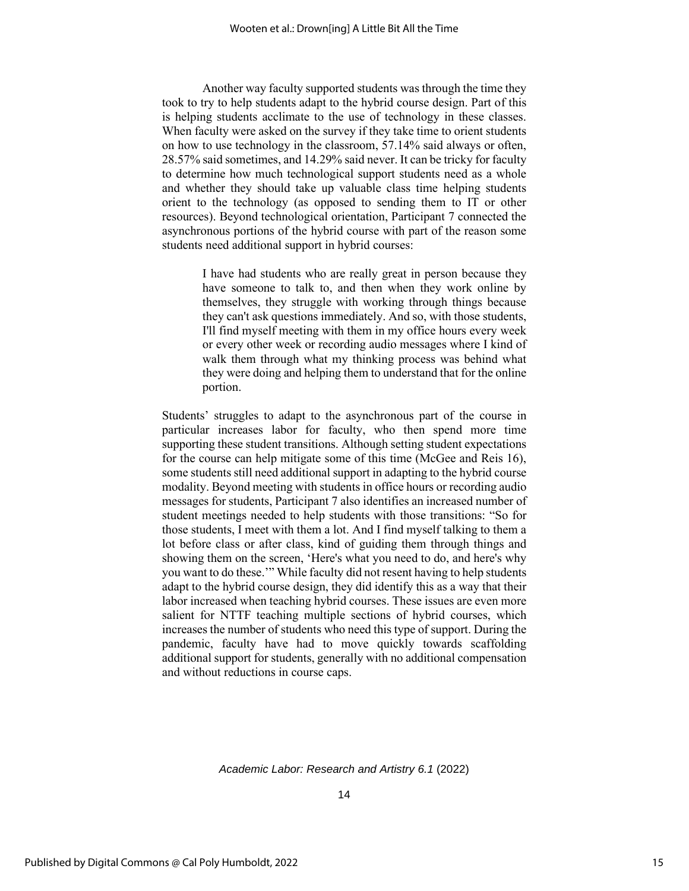Another way faculty supported students was through the time they took to try to help students adapt to the hybrid course design. Part of this is helping students acclimate to the use of technology in these classes. When faculty were asked on the survey if they take time to orient students on how to use technology in the classroom, 57.14% said always or often, 28.57% said sometimes, and 14.29% said never. It can be tricky for faculty to determine how much technological support students need as a whole and whether they should take up valuable class time helping students orient to the technology (as opposed to sending them to IT or other resources). Beyond technological orientation, Participant 7 connected the asynchronous portions of the hybrid course with part of the reason some students need additional support in hybrid courses:

> I have had students who are really great in person because they have someone to talk to, and then when they work online by themselves, they struggle with working through things because they can't ask questions immediately. And so, with those students, I'll find myself meeting with them in my office hours every week or every other week or recording audio messages where I kind of walk them through what my thinking process was behind what they were doing and helping them to understand that for the online portion.

Students' struggles to adapt to the asynchronous part of the course in particular increases labor for faculty, who then spend more time supporting these student transitions. Although setting student expectations for the course can help mitigate some of this time (McGee and Reis 16), some students still need additional support in adapting to the hybrid course modality. Beyond meeting with students in office hours or recording audio messages for students, Participant 7 also identifies an increased number of student meetings needed to help students with those transitions: "So for those students, I meet with them a lot. And I find myself talking to them a lot before class or after class, kind of guiding them through things and showing them on the screen, 'Here's what you need to do, and here's why you want to do these.'" While faculty did not resent having to help students adapt to the hybrid course design, they did identify this as a way that their labor increased when teaching hybrid courses. These issues are even more salient for NTTF teaching multiple sections of hybrid courses, which increases the number of students who need this type of support. During the pandemic, faculty have had to move quickly towards scaffolding additional support for students, generally with no additional compensation and without reductions in course caps.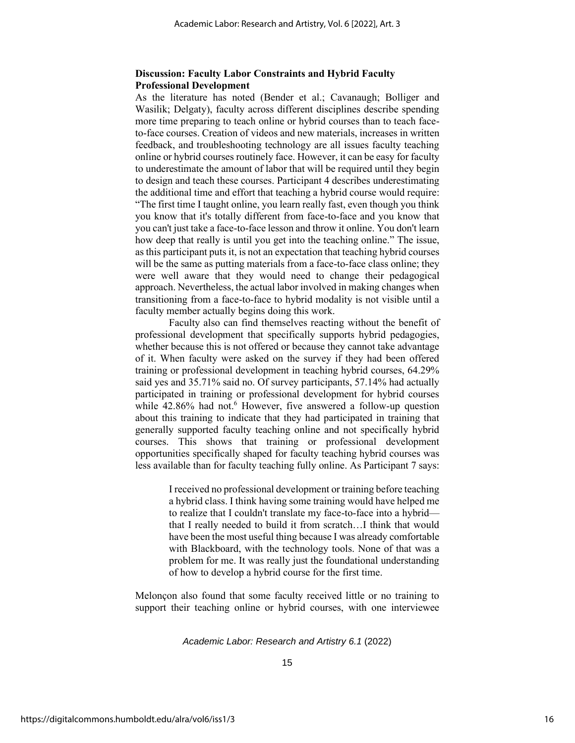**Discussion: Faculty Labor Constraints and Hybrid Faculty Professional Development**

As the literature has noted (Bender et al.; Cavanaugh; Bolliger and Wasilik; Delgaty), faculty across different disciplines describe spending more time preparing to teach online or hybrid courses than to teach face-to-face courses. Creation of videos and new materials, increases in written feedback, and troubleshooting technology are all issues faculty teaching online or hybrid courses routinely face. However, it can be easy for faculty to underestimate the amount of labor that will be required until they begin to design and teach these courses. Participant 4 describes underestimating the additional time and effort that teaching a hybrid course would require: "The first time I taught online, you learn really fast, even though you think you know that it's totally different from face-to-face and you know that you can't just take a face-to-face lesson and throw it online. You don't learn how deep that really is until you get into the teaching online." The issue, as this participant puts it, is not an expectation that teaching hybrid courses will be the same as putting materials from a face-to-face class online; they were well aware that they would need to change their pedagogical approach. Nevertheless, the actual labor involved in making changes when transitioning from a face-to-face to hybrid modality is not visible until a faculty member actually begins doing this work.

Faculty also can find themselves reacting without the benefit of professional development that specifically supports hybrid pedagogies, whether because this is not offered or because they cannot take advantage of it. When faculty were asked on the survey if they had been offered training or professional development in teaching hybrid courses, 64.29% said yes and 35.71% said no. Of survey participants, 57.14% had actually participated in training or professional development for hybrid courses while 42.86% had not.[6] However, five answered a follow-up question about this training to indicate that they had participated in training that generally supported faculty teaching online and not specifically hybrid courses. This shows that training or professional development opportunities specifically shaped for faculty teaching hybrid courses was less available than for faculty teaching fully online. As Participant 7 says:

> I received no professional development or training before teaching a hybrid class. I think having some training would have helped me to realize that I couldn't translate my face-to-face into a hybrid—that I really needed to build it from scratch…I think that would have been the most useful thing because I was already comfortable with Blackboard, with the technology tools. None of that was a problem for me. It was really just the foundational understanding of how to develop a hybrid course for the first time.

Melonçon also found that some faculty received little or no training to support their teaching online or hybrid courses, with one interviewee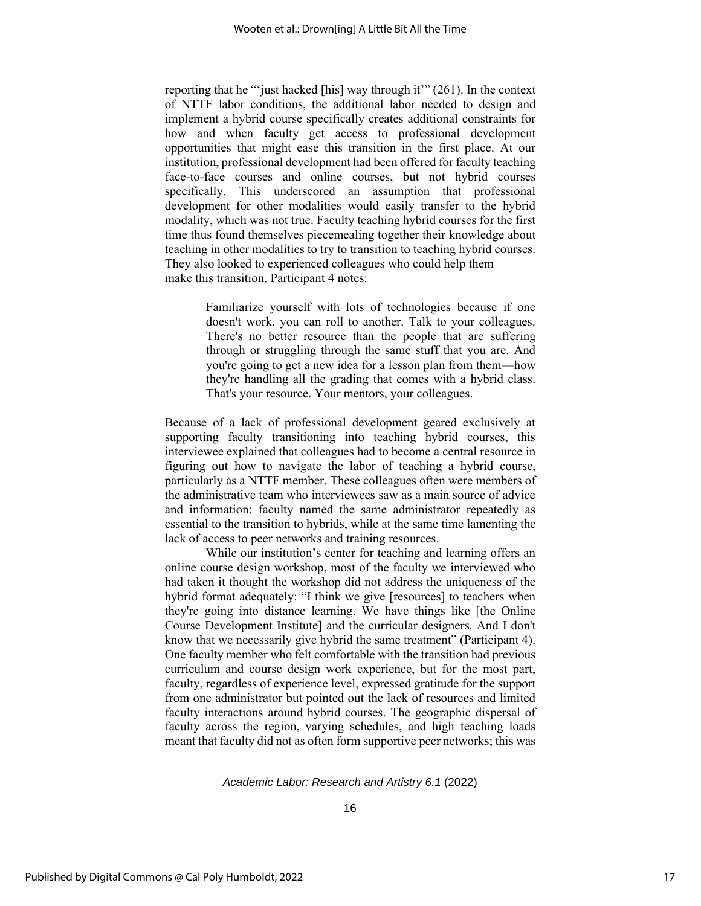reporting that he "'just hacked [his] way through it'" (261). In the context of NTTF labor conditions, the additional labor needed to design and implement a hybrid course specifically creates additional constraints for how and when faculty get access to professional development opportunities that might ease this transition in the first place. At our institution, professional development had been offered for faculty teaching face-to-face courses and online courses, but not hybrid courses specifically. This underscored an assumption that professional development for other modalities would easily transfer to the hybrid modality, which was not true. Faculty teaching hybrid courses for the first time thus found themselves piecemealing together their knowledge about teaching in other modalities to try to transition to teaching hybrid courses. They also looked to experienced colleagues who could help them make this transition. Participant 4 notes:

> Familiarize yourself with lots of technologies because if one doesn't work, you can roll to another. Talk to your colleagues. There's no better resource than the people that are suffering through or struggling through the same stuff that you are. And you're going to get a new idea for a lesson plan from them—how they're handling all the grading that comes with a hybrid class. That's your resource. Your mentors, your colleagues.

Because of a lack of professional development geared exclusively at supporting faculty transitioning into teaching hybrid courses, this interviewee explained that colleagues had to become a central resource in figuring out how to navigate the labor of teaching a hybrid course, particularly as a NTTF member. These colleagues often were members of the administrative team who interviewees saw as a main source of advice and information; faculty named the same administrator repeatedly as essential to the transition to hybrids, while at the same time lamenting the lack of access to peer networks and training resources.

While our institution's center for teaching and learning offers an online course design workshop, most of the faculty we interviewed who had taken it thought the workshop did not address the uniqueness of the hybrid format adequately: "I think we give [resources] to teachers when they're going into distance learning. We have things like [the Online Course Development Institute] and the curricular designers. And I don't know that we necessarily give hybrid the same treatment" (Participant 4). One faculty member who felt comfortable with the transition had previous curriculum and course design work experience, but for the most part, faculty, regardless of experience level, expressed gratitude for the support from one administrator but pointed out the lack of resources and limited faculty interactions around hybrid courses. The geographic dispersal of faculty across the region, varying schedules, and high teaching loads meant that faculty did not as often form supportive peer networks; this was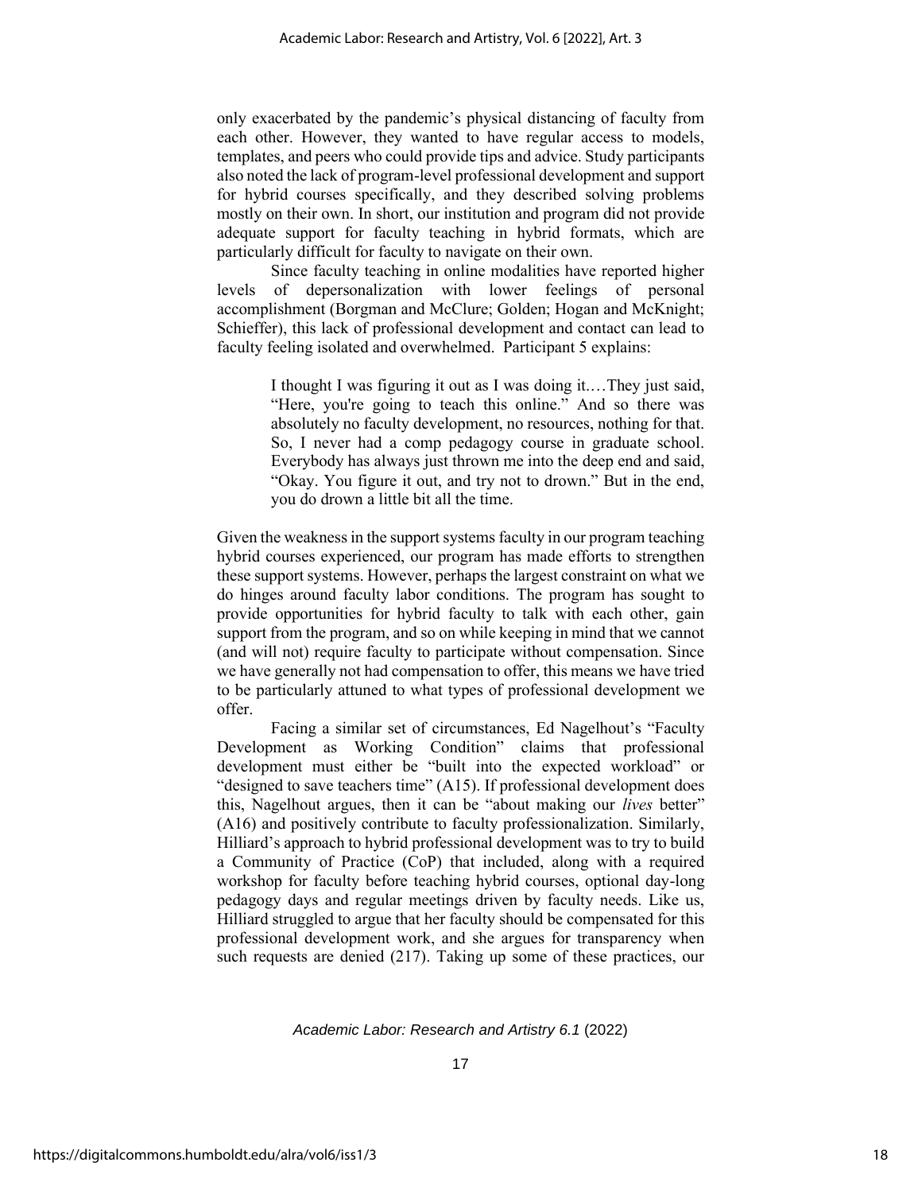only exacerbated by the pandemic's physical distancing of faculty from each other. However, they wanted to have regular access to models, templates, and peers who could provide tips and advice. Study participants also noted the lack of program-level professional development and support for hybrid courses specifically, and they described solving problems mostly on their own. In short, our institution and program did not provide adequate support for faculty teaching in hybrid formats, which are particularly difficult for faculty to navigate on their own.

Since faculty teaching in online modalities have reported higher levels of depersonalization with lower feelings of personal accomplishment (Borgman and McClure; Golden; Hogan and McKnight; Schieffer), this lack of professional development and contact can lead to faculty feeling isolated and overwhelmed. Participant 5 explains:

> I thought I was figuring it out as I was doing it.…They just said, "Here, you're going to teach this online." And so there was absolutely no faculty development, no resources, nothing for that. So, I never had a comp pedagogy course in graduate school. Everybody has always just thrown me into the deep end and said, "Okay. You figure it out, and try not to drown." But in the end, you do drown a little bit all the time.

Given the weakness in the support systems faculty in our program teaching hybrid courses experienced, our program has made efforts to strengthen these support systems. However, perhaps the largest constraint on what we do hinges around faculty labor conditions. The program has sought to provide opportunities for hybrid faculty to talk with each other, gain support from the program, and so on while keeping in mind that we cannot (and will not) require faculty to participate without compensation. Since we have generally not had compensation to offer, this means we have tried to be particularly attuned to what types of professional development we offer.

Facing a similar set of circumstances, Ed Nagelhout's "Faculty Development as Working Condition" claims that professional development must either be "built into the expected workload" or "designed to save teachers time" (A15). If professional development does this, Nagelhout argues, then it can be "about making our *lives* better" (A16) and positively contribute to faculty professionalization. Similarly, Hilliard's approach to hybrid professional development was to try to build a Community of Practice (CoP) that included, along with a required workshop for faculty before teaching hybrid courses, optional day-long pedagogy days and regular meetings driven by faculty needs. Like us, Hilliard struggled to argue that her faculty should be compensated for this professional development work, and she argues for transparency when such requests are denied (217). Taking up some of these practices, our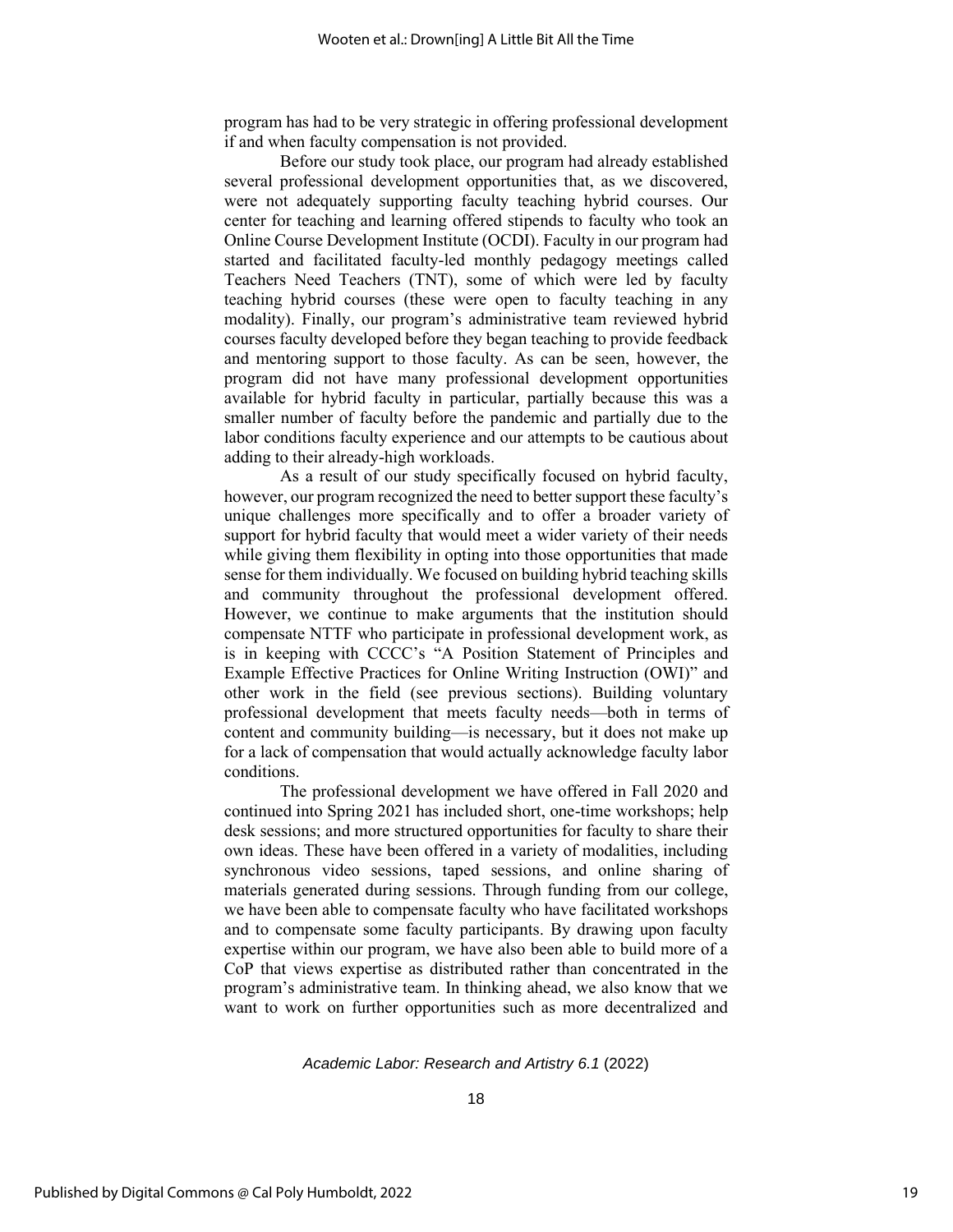program has had to be very strategic in offering professional development if and when faculty compensation is not provided.

Before our study took place, our program had already established several professional development opportunities that, as we discovered, were not adequately supporting faculty teaching hybrid courses. Our center for teaching and learning offered stipends to faculty who took an Online Course Development Institute (OCDI). Faculty in our program had started and facilitated faculty-led monthly pedagogy meetings called Teachers Need Teachers (TNT), some of which were led by faculty teaching hybrid courses (these were open to faculty teaching in any modality). Finally, our program's administrative team reviewed hybrid courses faculty developed before they began teaching to provide feedback and mentoring support to those faculty. As can be seen, however, the program did not have many professional development opportunities available for hybrid faculty in particular, partially because this was a smaller number of faculty before the pandemic and partially due to the labor conditions faculty experience and our attempts to be cautious about adding to their already-high workloads.

As a result of our study specifically focused on hybrid faculty, however, our program recognized the need to better support these faculty's unique challenges more specifically and to offer a broader variety of support for hybrid faculty that would meet a wider variety of their needs while giving them flexibility in opting into those opportunities that made sense for them individually. We focused on building hybrid teaching skills and community throughout the professional development offered. However, we continue to make arguments that the institution should compensate NTTF who participate in professional development work, as is in keeping with CCCC's "A Position Statement of Principles and Example Effective Practices for Online Writing Instruction (OWI)" and other work in the field (see previous sections). Building voluntary professional development that meets faculty needs—both in terms of content and community building—is necessary, but it does not make up for a lack of compensation that would actually acknowledge faculty labor conditions.

The professional development we have offered in Fall 2020 and continued into Spring 2021 has included short, one-time workshops; help desk sessions; and more structured opportunities for faculty to share their own ideas. These have been offered in a variety of modalities, including synchronous video sessions, taped sessions, and online sharing of materials generated during sessions. Through funding from our college, we have been able to compensate faculty who have facilitated workshops and to compensate some faculty participants. By drawing upon faculty expertise within our program, we have also been able to build more of a CoP that views expertise as distributed rather than concentrated in the program's administrative team. In thinking ahead, we also know that we want to work on further opportunities such as more decentralized and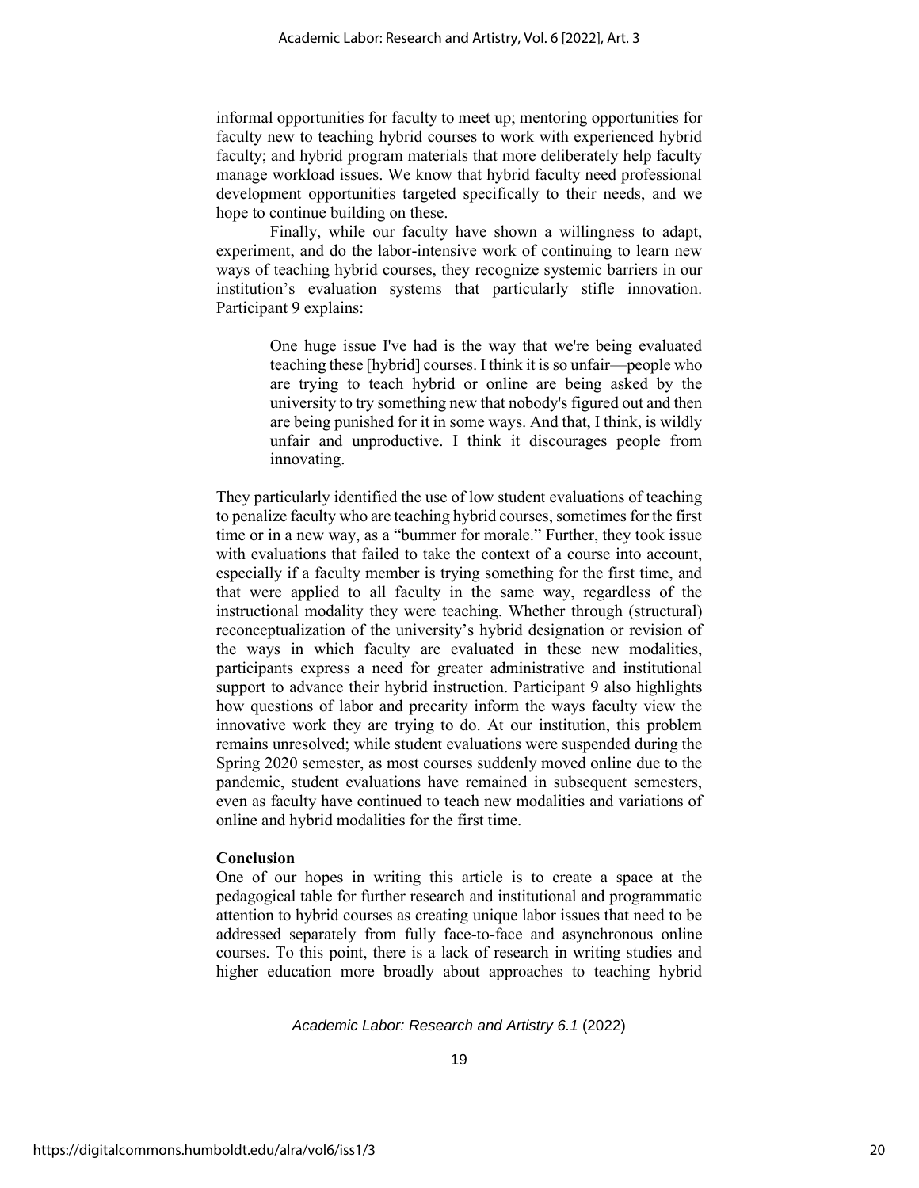informal opportunities for faculty to meet up; mentoring opportunities for faculty new to teaching hybrid courses to work with experienced hybrid faculty; and hybrid program materials that more deliberately help faculty manage workload issues. We know that hybrid faculty need professional development opportunities targeted specifically to their needs, and we hope to continue building on these.

Finally, while our faculty have shown a willingness to adapt, experiment, and do the labor-intensive work of continuing to learn new ways of teaching hybrid courses, they recognize systemic barriers in our institution's evaluation systems that particularly stifle innovation. Participant 9 explains:

> One huge issue I've had is the way that we're being evaluated teaching these [hybrid] courses. I think it is so unfair—people who are trying to teach hybrid or online are being asked by the university to try something new that nobody's figured out and then are being punished for it in some ways. And that, I think, is wildly unfair and unproductive. I think it discourages people from innovating.

They particularly identified the use of low student evaluations of teaching to penalize faculty who are teaching hybrid courses, sometimes for the first time or in a new way, as a "bummer for morale." Further, they took issue with evaluations that failed to take the context of a course into account, especially if a faculty member is trying something for the first time, and that were applied to all faculty in the same way, regardless of the instructional modality they were teaching. Whether through (structural) reconceptualization of the university's hybrid designation or revision of the ways in which faculty are evaluated in these new modalities, participants express a need for greater administrative and institutional support to advance their hybrid instruction. Participant 9 also highlights how questions of labor and precarity inform the ways faculty view the innovative work they are trying to do. At our institution, this problem remains unresolved; while student evaluations were suspended during the Spring 2020 semester, as most courses suddenly moved online due to the pandemic, student evaluations have remained in subsequent semesters, even as faculty have continued to teach new modalities and variations of online and hybrid modalities for the first time.

## Conclusion

One of our hopes in writing this article is to create a space at the pedagogical table for further research and institutional and programmatic attention to hybrid courses as creating unique labor issues that need to be addressed separately from fully face-to-face and asynchronous online courses. To this point, there is a lack of research in writing studies and higher education more broadly about approaches to teaching hybrid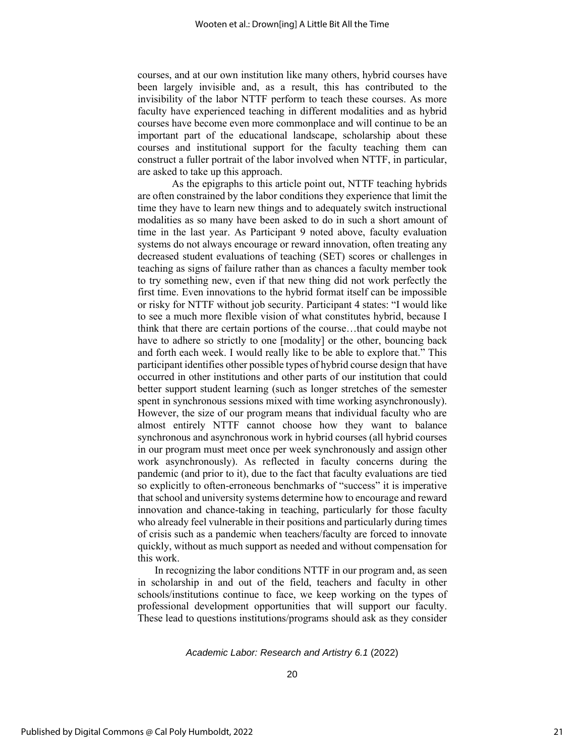courses, and at our own institution like many others, hybrid courses have been largely invisible and, as a result, this has contributed to the invisibility of the labor NTTF perform to teach these courses. As more faculty have experienced teaching in different modalities and as hybrid courses have become even more commonplace and will continue to be an important part of the educational landscape, scholarship about these courses and institutional support for the faculty teaching them can construct a fuller portrait of the labor involved when NTTF, in particular, are asked to take up this approach.

As the epigraphs to this article point out, NTTF teaching hybrids are often constrained by the labor conditions they experience that limit the time they have to learn new things and to adequately switch instructional modalities as so many have been asked to do in such a short amount of time in the last year. As Participant 9 noted above, faculty evaluation systems do not always encourage or reward innovation, often treating any decreased student evaluations of teaching (SET) scores or challenges in teaching as signs of failure rather than as chances a faculty member took to try something new, even if that new thing did not work perfectly the first time. Even innovations to the hybrid format itself can be impossible or risky for NTTF without job security. Participant 4 states: "I would like to see a much more flexible vision of what constitutes hybrid, because I think that there are certain portions of the course…that could maybe not have to adhere so strictly to one [modality] or the other, bouncing back and forth each week. I would really like to be able to explore that." This participant identifies other possible types of hybrid course design that have occurred in other institutions and other parts of our institution that could better support student learning (such as longer stretches of the semester spent in synchronous sessions mixed with time working asynchronously). However, the size of our program means that individual faculty who are almost entirely NTTF cannot choose how they want to balance synchronous and asynchronous work in hybrid courses (all hybrid courses in our program must meet once per week synchronously and assign other work asynchronously). As reflected in faculty concerns during the pandemic (and prior to it), due to the fact that faculty evaluations are tied so explicitly to often-erroneous benchmarks of "success" it is imperative that school and university systems determine how to encourage and reward innovation and chance-taking in teaching, particularly for those faculty who already feel vulnerable in their positions and particularly during times of crisis such as a pandemic when teachers/faculty are forced to innovate quickly, without as much support as needed and without compensation for this work.

In recognizing the labor conditions NTTF in our program and, as seen in scholarship in and out of the field, teachers and faculty in other schools/institutions continue to face, we keep working on the types of professional development opportunities that will support our faculty. These lead to questions institutions/programs should ask as they consider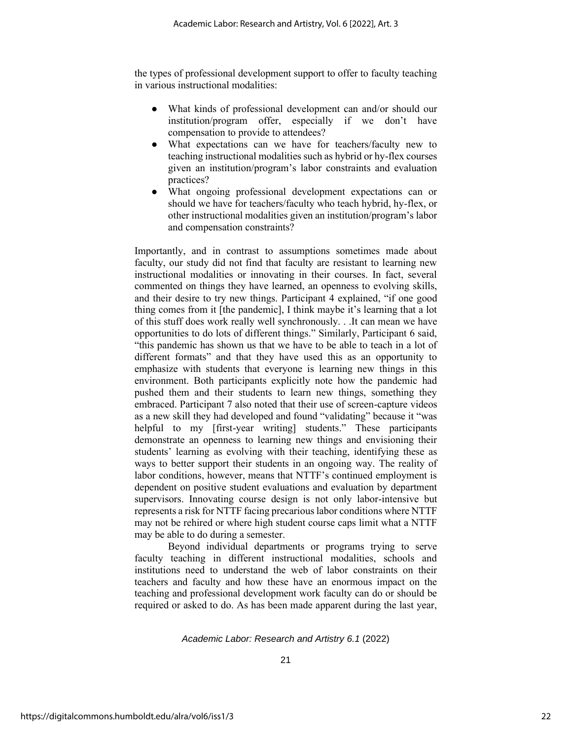the types of professional development support to offer to faculty teaching in various instructional modalities:

- What kinds of professional development can and/or should our institution/program offer, especially if we don't have compensation to provide to attendees?
- What expectations can we have for teachers/faculty new to teaching instructional modalities such as hybrid or hy-flex courses given an institution/program's labor constraints and evaluation practices?
- What ongoing professional development expectations can or should we have for teachers/faculty who teach hybrid, hy-flex, or other instructional modalities given an institution/program's labor and compensation constraints?

Importantly, and in contrast to assumptions sometimes made about faculty, our study did not find that faculty are resistant to learning new instructional modalities or innovating in their courses. In fact, several commented on things they have learned, an openness to evolving skills, and their desire to try new things. Participant 4 explained, "if one good thing comes from it [the pandemic], I think maybe it's learning that a lot of this stuff does work really well synchronously. . .It can mean we have opportunities to do lots of different things." Similarly, Participant 6 said, "this pandemic has shown us that we have to be able to teach in a lot of different formats" and that they have used this as an opportunity to emphasize with students that everyone is learning new things in this environment. Both participants explicitly note how the pandemic had pushed them and their students to learn new things, something they embraced. Participant 7 also noted that their use of screen-capture videos as a new skill they had developed and found "validating" because it "was helpful to my [first-year writing] students." These participants demonstrate an openness to learning new things and envisioning their students' learning as evolving with their teaching, identifying these as ways to better support their students in an ongoing way. The reality of labor conditions, however, means that NTTF's continued employment is dependent on positive student evaluations and evaluation by department supervisors. Innovating course design is not only labor-intensive but represents a risk for NTTF facing precarious labor conditions where NTTF may not be rehired or where high student course caps limit what a NTTF may be able to do during a semester.

Beyond individual departments or programs trying to serve faculty teaching in different instructional modalities, schools and institutions need to understand the web of labor constraints on their teachers and faculty and how these have an enormous impact on the teaching and professional development work faculty can do or should be required or asked to do. As has been made apparent during the last year,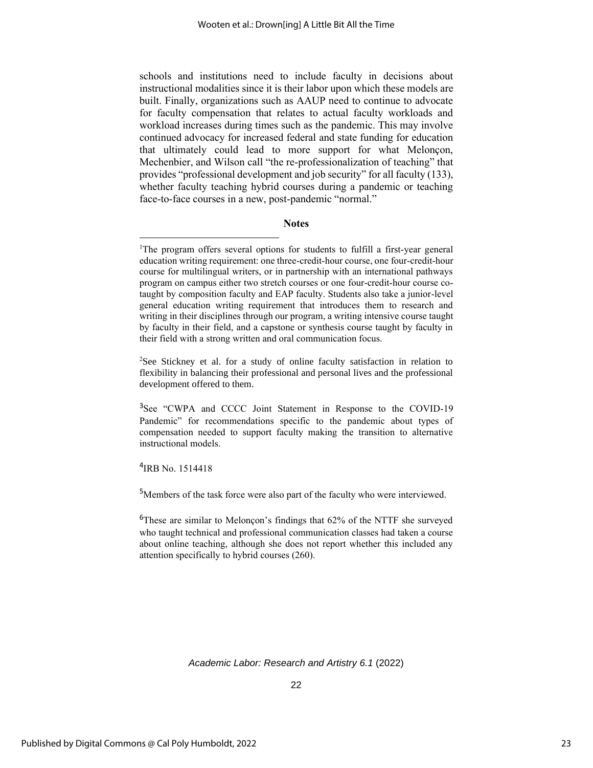schools and institutions need to include faculty in decisions about instructional modalities since it is their labor upon which these models are built. Finally, organizations such as AAUP need to continue to advocate for faculty compensation that relates to actual faculty workloads and workload increases during times such as the pandemic. This may involve continued advocacy for increased federal and state funding for education that ultimately could lead to more support for what Melonçon, Mechenbier, and Wilson call "the re-professionalization of teaching" that provides "professional development and job security" for all faculty (133), whether faculty teaching hybrid courses during a pandemic or teaching face-to-face courses in a new, post-pandemic "normal."

## Notes

[1]The program offers several options for students to fulfill a first-year general education writing requirement: one three-credit-hour course, one four-credit-hour course for multilingual writers, or in partnership with an international pathways program on campus either two stretch courses or one four-credit-hour course co-taught by composition faculty and EAP faculty. Students also take a junior-level general education writing requirement that introduces them to research and writing in their disciplines through our program, a writing intensive course taught by faculty in their field, and a capstone or synthesis course taught by faculty in their field with a strong written and oral communication focus.

[2]See Stickney et al. for a study of online faculty satisfaction in relation to flexibility in balancing their professional and personal lives and the professional development offered to them.

[3]See "CWPA and CCCC Joint Statement in Response to the COVID-19 Pandemic" for recommendations specific to the pandemic about types of compensation needed to support faculty making the transition to alternative instructional models.

[4]IRB No. 1514418

[5]Members of the task force were also part of the faculty who were interviewed.

[6]These are similar to Melonçon's findings that 62% of the NTTF she surveyed who taught technical and professional communication classes had taken a course about online teaching, although she does not report whether this included any attention specifically to hybrid courses (260).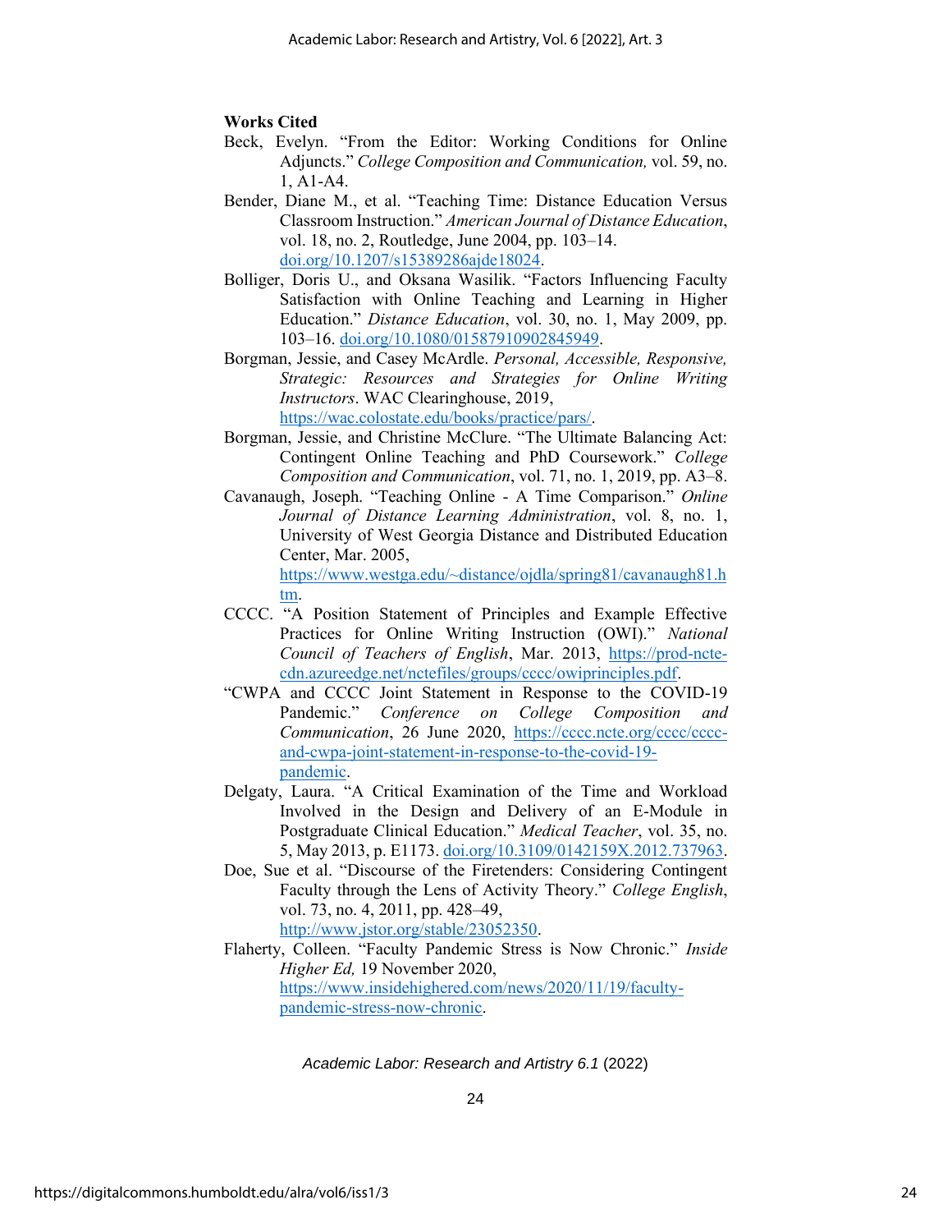**Works Cited**

Beck, Evelyn. "From the Editor: Working Conditions for Online Adjuncts." *College Composition and Communication,* vol. 59, no. 1, A1-A4.

Bender, Diane M., et al. "Teaching Time: Distance Education Versus Classroom Instruction." *American Journal of Distance Education*, vol. 18, no. 2, Routledge, June 2004, pp. 103–14. doi.org/10.1207/s15389286ajde18024.

Bolliger, Doris U., and Oksana Wasilik. "Factors Influencing Faculty Satisfaction with Online Teaching and Learning in Higher Education." *Distance Education*, vol. 30, no. 1, May 2009, pp. 103–16. doi.org/10.1080/01587910902845949.

Borgman, Jessie, and Casey McArdle. *Personal, Accessible, Responsive, Strategic: Resources and Strategies for Online Writing Instructors*. WAC Clearinghouse, 2019, https://wac.colostate.edu/books/practice/pars/.

Borgman, Jessie, and Christine McClure. "The Ultimate Balancing Act: Contingent Online Teaching and PhD Coursework." *College Composition and Communication*, vol. 71, no. 1, 2019, pp. A3–8.

Cavanaugh, Joseph. "Teaching Online - A Time Comparison." *Online Journal of Distance Learning Administration*, vol. 8, no. 1, University of West Georgia Distance and Distributed Education Center, Mar. 2005, https://www.westga.edu/~distance/ojdla/spring81/cavanaugh81.htm.

CCCC. "A Position Statement of Principles and Example Effective Practices for Online Writing Instruction (OWI)." *National Council of Teachers of English*, Mar. 2013, https://prod-ncte-cdn.azureedge.net/nctefiles/groups/cccc/owiprinciples.pdf.

"CWPA and CCCC Joint Statement in Response to the COVID-19 Pandemic." *Conference on College Composition and Communication*, 26 June 2020, https://cccc.ncte.org/cccc/cccc-and-cwpa-joint-statement-in-response-to-the-covid-19-pandemic.

Delgaty, Laura. "A Critical Examination of the Time and Workload Involved in the Design and Delivery of an E-Module in Postgraduate Clinical Education." *Medical Teacher*, vol. 35, no. 5, May 2013, p. E1173. doi.org/10.3109/0142159X.2012.737963.

Doe, Sue et al. "Discourse of the Firetenders: Considering Contingent Faculty through the Lens of Activity Theory." *College English*, vol. 73, no. 4, 2011, pp. 428–49, http://www.jstor.org/stable/23052350.

Flaherty, Colleen. "Faculty Pandemic Stress is Now Chronic." *Inside Higher Ed,* 19 November 2020, https://www.insidehighered.com/news/2020/11/19/faculty-pandemic-stress-now-chronic.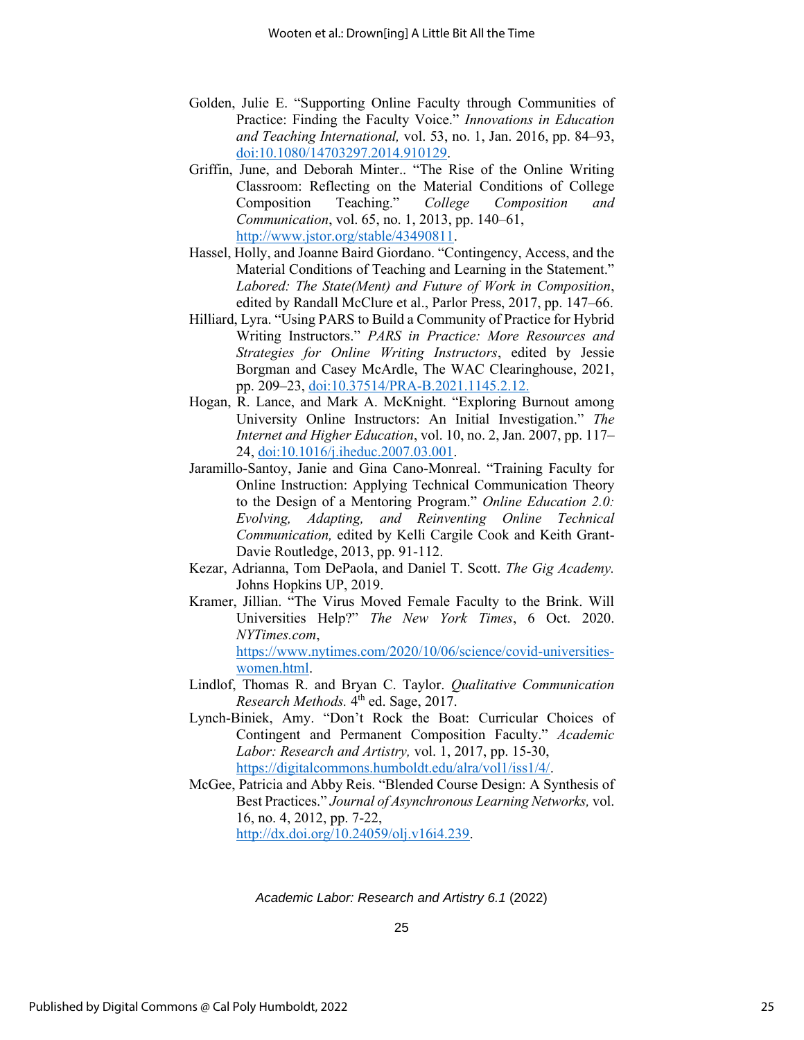Golden, Julie E. "Supporting Online Faculty through Communities of Practice: Finding the Faculty Voice." *Innovations in Education and Teaching International,* vol. 53, no. 1, Jan. 2016, pp. 84–93, doi:10.1080/14703297.2014.910129.

Griffin, June, and Deborah Minter.. "The Rise of the Online Writing Classroom: Reflecting on the Material Conditions of College Composition Teaching." *College Composition and Communication*, vol. 65, no. 1, 2013, pp. 140–61, http://www.jstor.org/stable/43490811.

Hassel, Holly, and Joanne Baird Giordano. "Contingency, Access, and the Material Conditions of Teaching and Learning in the Statement." *Labored: The State(Ment) and Future of Work in Composition*, edited by Randall McClure et al., Parlor Press, 2017, pp. 147–66.

Hilliard, Lyra. "Using PARS to Build a Community of Practice for Hybrid Writing Instructors." *PARS in Practice: More Resources and Strategies for Online Writing Instructors*, edited by Jessie Borgman and Casey McArdle, The WAC Clearinghouse, 2021, pp. 209–23, doi:10.37514/PRA-B.2021.1145.2.12.

Hogan, R. Lance, and Mark A. McKnight. "Exploring Burnout among University Online Instructors: An Initial Investigation." *The Internet and Higher Education*, vol. 10, no. 2, Jan. 2007, pp. 117–24, doi:10.1016/j.iheduc.2007.03.001.

Jaramillo-Santoy, Janie and Gina Cano-Monreal. "Training Faculty for Online Instruction: Applying Technical Communication Theory to the Design of a Mentoring Program." *Online Education 2.0: Evolving, Adapting, and Reinventing Online Technical Communication,* edited by Kelli Cargile Cook and Keith Grant-Davie Routledge, 2013, pp. 91-112.

Kezar, Adrianna, Tom DePaola, and Daniel T. Scott. *The Gig Academy.* Johns Hopkins UP, 2019.

Kramer, Jillian. "The Virus Moved Female Faculty to the Brink. Will Universities Help?" *The New York Times*, 6 Oct. 2020. *NYTimes.com*, https://www.nytimes.com/2020/10/06/science/covid-universities-women.html.

Lindlof, Thomas R. and Bryan C. Taylor. *Qualitative Communication Research Methods.* 4th ed. Sage, 2017.

Lynch-Biniek, Amy. "Don't Rock the Boat: Curricular Choices of Contingent and Permanent Composition Faculty." *Academic Labor: Research and Artistry,* vol. 1, 2017, pp. 15-30, https://digitalcommons.humboldt.edu/alra/vol1/iss1/4/.

McGee, Patricia and Abby Reis. "Blended Course Design: A Synthesis of Best Practices." *Journal of Asynchronous Learning Networks,* vol. 16, no. 4, 2012, pp. 7-22, http://dx.doi.org/10.24059/olj.v16i4.239.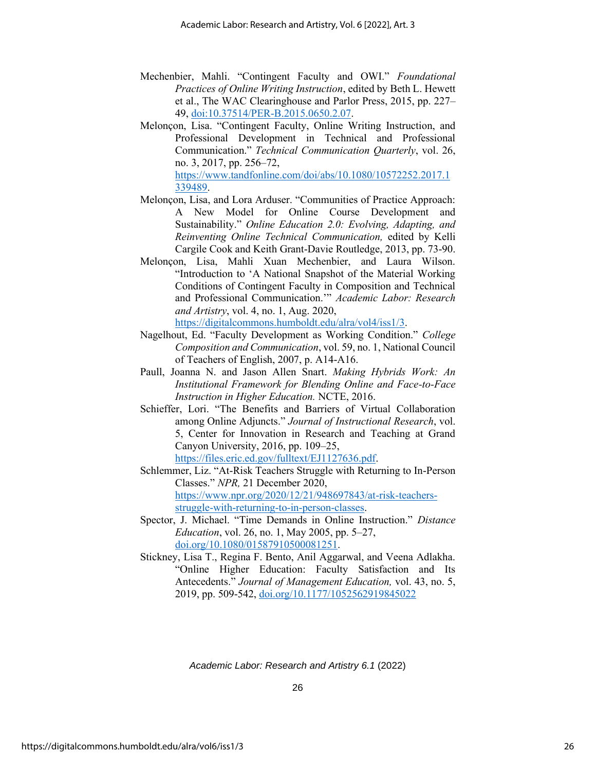Mechenbier, Mahli. "Contingent Faculty and OWI." *Foundational Practices of Online Writing Instruction*, edited by Beth L. Hewett et al., The WAC Clearinghouse and Parlor Press, 2015, pp. 227–49, doi:10.37514/PER-B.2015.0650.2.07.

Melonçon, Lisa. "Contingent Faculty, Online Writing Instruction, and Professional Development in Technical and Professional Communication." *Technical Communication Quarterly*, vol. 26, no. 3, 2017, pp. 256–72, https://www.tandfonline.com/doi/abs/10.1080/10572252.2017.1339489.

Melonçon, Lisa, and Lora Arduser. "Communities of Practice Approach: A New Model for Online Course Development and Sustainability." *Online Education 2.0: Evolving, Adapting, and Reinventing Online Technical Communication,* edited by Kelli Cargile Cook and Keith Grant-Davie Routledge, 2013, pp. 73-90.

Melonçon, Lisa, Mahli Xuan Mechenbier, and Laura Wilson. "Introduction to 'A National Snapshot of the Material Working Conditions of Contingent Faculty in Composition and Technical and Professional Communication.'" *Academic Labor: Research and Artistry*, vol. 4, no. 1, Aug. 2020, https://digitalcommons.humboldt.edu/alra/vol4/iss1/3.

Nagelhout, Ed. "Faculty Development as Working Condition." *College Composition and Communication*, vol. 59, no. 1, National Council of Teachers of English, 2007, p. A14-A16.

Paull, Joanna N. and Jason Allen Snart. *Making Hybrids Work: An Institutional Framework for Blending Online and Face-to-Face Instruction in Higher Education.* NCTE, 2016.

Schieffer, Lori. "The Benefits and Barriers of Virtual Collaboration among Online Adjuncts." *Journal of Instructional Research*, vol. 5, Center for Innovation in Research and Teaching at Grand Canyon University, 2016, pp. 109–25, https://files.eric.ed.gov/fulltext/EJ1127636.pdf.

Schlemmer, Liz. "At-Risk Teachers Struggle with Returning to In-Person Classes." *NPR,* 21 December 2020, https://www.npr.org/2020/12/21/948697843/at-risk-teachers-struggle-with-returning-to-in-person-classes.

Spector, J. Michael. "Time Demands in Online Instruction." *Distance Education*, vol. 26, no. 1, May 2005, pp. 5–27, doi.org/10.1080/01587910500081251.

Stickney, Lisa T., Regina F. Bento, Anil Aggarwal, and Veena Adlakha. "Online Higher Education: Faculty Satisfaction and Its Antecedents." *Journal of Management Education,* vol. 43, no. 5, 2019, pp. 509-542, doi.org/10.1177/1052562919845022